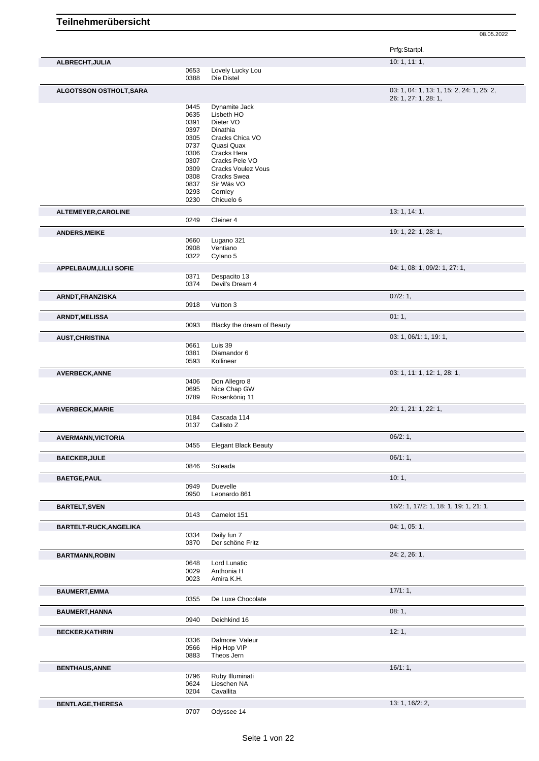# Teilnehmerübersicht

08.05.2022

| | | | Prfg:Startpl. |
|---|---|---|---|
| **ALBRECHT,JULIA** | | | 10: 1, 11: 1, |
| | 0653 | Lovely Lucky Lou | |
| | 0388 | Die Distel | |
| **ALGOTSSON OSTHOLT,SARA** | | | 03: 1, 04: 1, 13: 1, 15: 2, 24: 1, 25: 2, 26: 1, 27: 1, 28: 1, |
| | 0445 | Dynamite Jack | |
| | 0635 | Lisbeth HO | |
| | 0391 | Dieter VO | |
| | 0397 | Dinathia | |
| | 0305 | Cracks Chica VO | |
| | 0737 | Quasi Quax | |
| | 0306 | Cracks Hera | |
| | 0307 | Cracks Pele VO | |
| | 0309 | Cracks Voulez Vous | |
| | 0308 | Cracks Swea | |
| | 0837 | Sir Wäs VO | |
| | 0293 | Cornley | |
| | 0230 | Chicuelo 6 | |
| **ALTEMEYER,CAROLINE** | | | 13: 1, 14: 1, |
| | 0249 | Cleiner 4 | |
| **ANDERS,MEIKE** | | | 19: 1, 22: 1, 28: 1, |
| | 0660 | Lugano 321 | |
| | 0908 | Ventiano | |
| | 0322 | Cylano 5 | |
| **APPELBAUM,LILLI SOFIE** | | | 04: 1, 08: 1, 09/2: 1, 27: 1, |
| | 0371 | Despacito 13 | |
| | 0374 | Devil's Dream 4 | |
| **ARNDT,FRANZISKA** | | | 07/2: 1, |
| | 0918 | Vuitton 3 | |
| **ARNDT,MELISSA** | | | 01: 1, |
| | 0093 | Blacky the dream of Beauty | |
| **AUST,CHRISTINA** | | | 03: 1, 06/1: 1, 19: 1, |
| | 0661 | Luis 39 | |
| | 0381 | Diamandor 6 | |
| | 0593 | Kollinear | |
| **AVERBECK,ANNE** | | | 03: 1, 11: 1, 12: 1, 28: 1, |
| | 0406 | Don Allegro 8 | |
| | 0695 | Nice Chap GW | |
| | 0789 | Rosenkönig 11 | |
| **AVERBECK,MARIE** | | | 20: 1, 21: 1, 22: 1, |
| | 0184 | Cascada 114 | |
| | 0137 | Callisto Z | |
| **AVERMANN,VICTORIA** | | | 06/2: 1, |
| | 0455 | Elegant Black Beauty | |
| **BAECKER,JULE** | | | 06/1: 1, |
| | 0846 | Soleada | |
| **BAETGE,PAUL** | | | 10: 1, |
| | 0949 | Duevelle | |
| | 0950 | Leonardo 861 | |
| **BARTELT,SVEN** | | | 16/2: 1, 17/2: 1, 18: 1, 19: 1, 21: 1, |
| | 0143 | Camelot 151 | |
| **BARTELT-RUCK,ANGELIKA** | | | 04: 1, 05: 1, |
| | 0334 | Daily fun 7 | |
| | 0370 | Der schöne Fritz | |
| **BARTMANN,ROBIN** | | | 24: 2, 26: 1, |
| | 0648 | Lord Lunatic | |
| | 0029 | Anthonia H | |
| | 0023 | Amira K.H. | |
| **BAUMERT,EMMA** | | | 17/1: 1, |
| | 0355 | De Luxe Chocolate | |
| **BAUMERT,HANNA** | | | 08: 1, |
| | 0940 | Deichkind 16 | |
| **BECKER,KATHRIN** | | | 12: 1, |
| | 0336 | Dalmore Valeur | |
| | 0566 | Hip Hop VIP | |
| | 0883 | Theos Jern | |
| **BENTHAUS,ANNE** | | | 16/1: 1, |
| | 0796 | Ruby Illuminati | |
| | 0624 | Lieschen NA | |
| | 0204 | Cavallita | |
| **BENTLAGE,THERESA** | | | 13: 1, 16/2: 2, |
| | 0707 | Odyssee 14 | |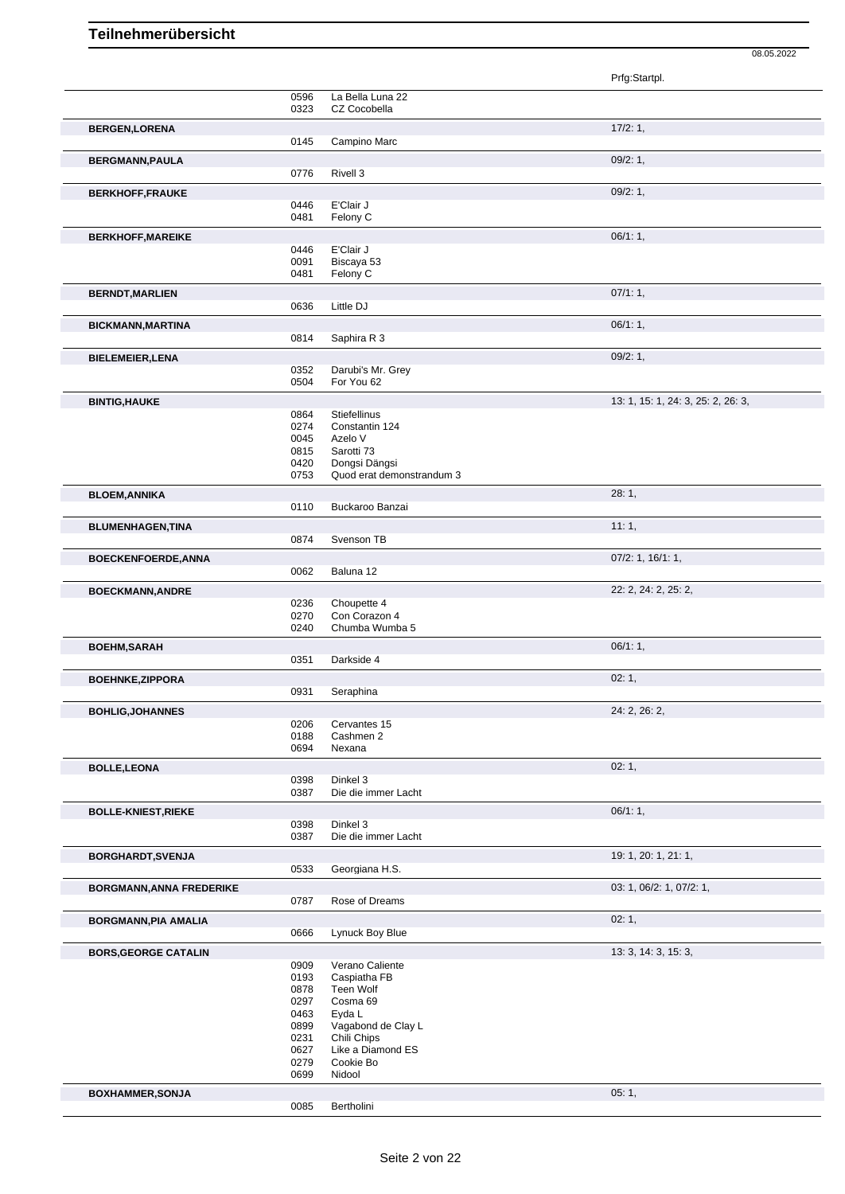# Teilnehmerübersicht

08.05.2022

| Teilnehmer | Nr. | Pferd | Prfg:Startpl. |
|---|---|---|---|
| | 0596 | La Bella Luna 22 | |
| | 0323 | CZ Cocobella | |
| **BERGEN,LORENA** | | | 17/2: 1, |
| | 0145 | Campino Marc | |
| **BERGMANN,PAULA** | | | 09/2: 1, |
| | 0776 | Rivell 3 | |
| **BERKHOFF,FRAUKE** | | | 09/2: 1, |
| | 0446 | E'Clair J | |
| | 0481 | Felony C | |
| **BERKHOFF,MAREIKE** | | | 06/1: 1, |
| | 0446 | E'Clair J | |
| | 0091 | Biscaya 53 | |
| | 0481 | Felony C | |
| **BERNDT,MARLIEN** | | | 07/1: 1, |
| | 0636 | Little DJ | |
| **BICKMANN,MARTINA** | | | 06/1: 1, |
| | 0814 | Saphira R 3 | |
| **BIELEMEIER,LENA** | | | 09/2: 1, |
| | 0352 | Darubi's Mr. Grey | |
| | 0504 | For You 62 | |
| **BINTIG,HAUKE** | | | 13: 1, 15: 1, 24: 3, 25: 2, 26: 3, |
| | 0864 | Stiefellinus | |
| | 0274 | Constantin 124 | |
| | 0045 | Azelo V | |
| | 0815 | Sarotti 73 | |
| | 0420 | Dongsi Dängsi | |
| | 0753 | Quod erat demonstrandum 3 | |
| **BLOEM,ANNIKA** | | | 28: 1, |
| | 0110 | Buckaroo Banzai | |
| **BLUMENHAGEN,TINA** | | | 11: 1, |
| | 0874 | Svenson TB | |
| **BOECKENFOERDE,ANNA** | | | 07/2: 1, 16/1: 1, |
| | 0062 | Baluna 12 | |
| **BOECKMANN,ANDRE** | | | 22: 2, 24: 2, 25: 2, |
| | 0236 | Choupette 4 | |
| | 0270 | Con Corazon 4 | |
| | 0240 | Chumba Wumba 5 | |
| **BOEHM,SARAH** | | | 06/1: 1, |
| | 0351 | Darkside 4 | |
| **BOEHNKE,ZIPPORA** | | | 02: 1, |
| | 0931 | Seraphina | |
| **BOHLIG,JOHANNES** | | | 24: 2, 26: 2, |
| | 0206 | Cervantes 15 | |
| | 0188 | Cashmen 2 | |
| | 0694 | Nexana | |
| **BOLLE,LEONA** | | | 02: 1, |
| | 0398 | Dinkel 3 | |
| | 0387 | Die die immer Lacht | |
| **BOLLE-KNIEST,RIEKE** | | | 06/1: 1, |
| | 0398 | Dinkel 3 | |
| | 0387 | Die die immer Lacht | |
| **BORGHARDT,SVENJA** | | | 19: 1, 20: 1, 21: 1, |
| | 0533 | Georgiana H.S. | |
| **BORGMANN,ANNA FREDERIKE** | | | 03: 1, 06/2: 1, 07/2: 1, |
| | 0787 | Rose of Dreams | |
| **BORGMANN,PIA AMALIA** | | | 02: 1, |
| | 0666 | Lynuck Boy Blue | |
| **BORS,GEORGE CATALIN** | | | 13: 3, 14: 3, 15: 3, |
| | 0909 | Verano Caliente | |
| | 0193 | Caspiatha FB | |
| | 0878 | Teen Wolf | |
| | 0297 | Cosma 69 | |
| | 0463 | Eyda L | |
| | 0899 | Vagabond de Clay L | |
| | 0231 | Chili Chips | |
| | 0627 | Like a Diamond ES | |
| | 0279 | Cookie Bo | |
| | 0699 | Nidool | |
| **BOXHAMMER,SONJA** | | | 05: 1, |
| | 0085 | Bertholini | |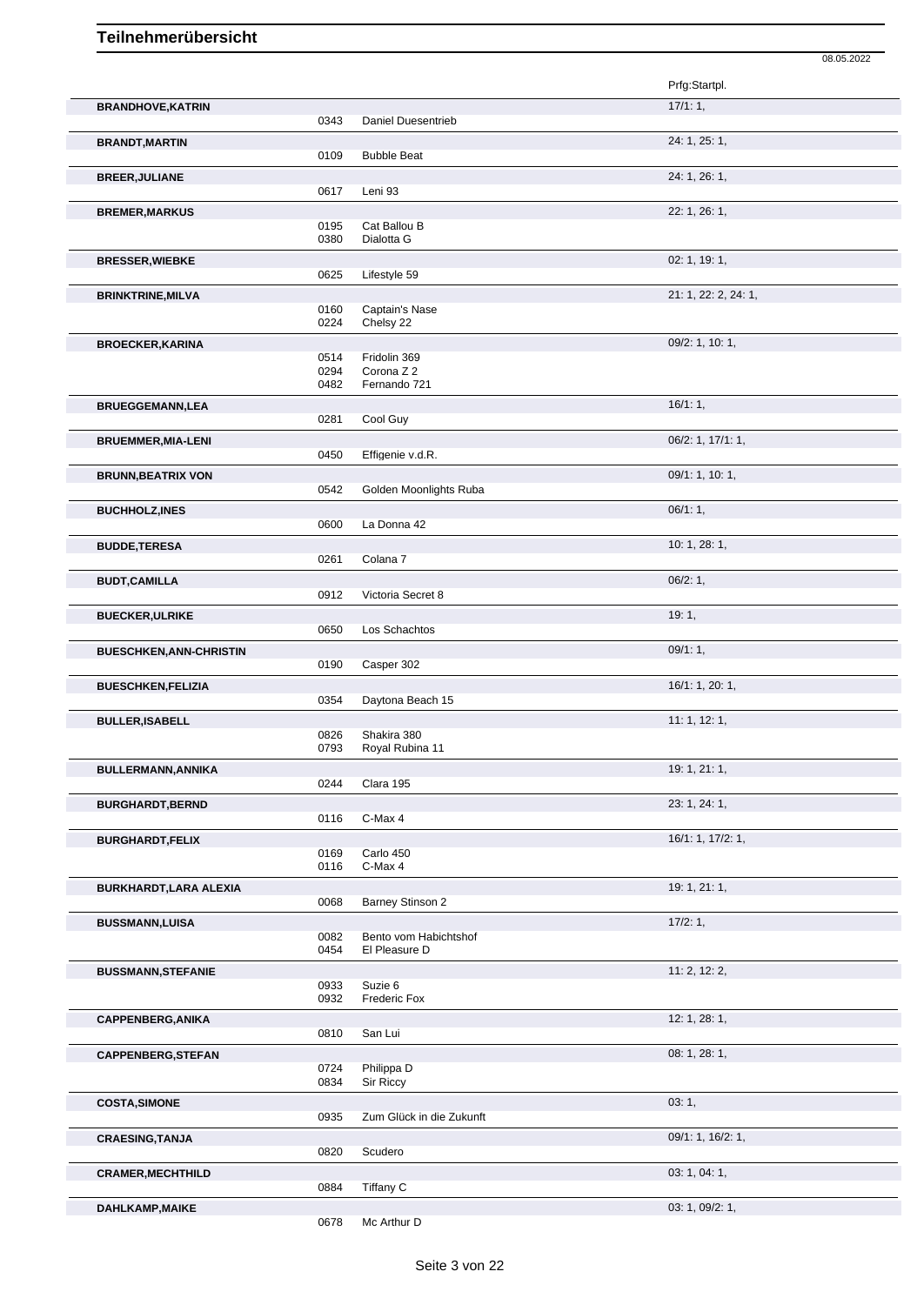# Teilnehmerübersicht

08.05.2022

| | | | Prfg:Startpl. |
|---|---|---|---|
| **BRANDHOVE,KATRIN** | | | 17/1: 1, |
| | 0343 | Daniel Duesentrieb | |
| **BRANDT,MARTIN** | | | 24: 1, 25: 1, |
| | 0109 | Bubble Beat | |
| **BREER,JULIANE** | | | 24: 1, 26: 1, |
| | 0617 | Leni 93 | |
| **BREMER,MARKUS** | | | 22: 1, 26: 1, |
| | 0195 | Cat Ballou B | |
| | 0380 | Dialotta G | |
| **BRESSER,WIEBKE** | | | 02: 1, 19: 1, |
| | 0625 | Lifestyle 59 | |
| **BRINKTRINE,MILVA** | | | 21: 1, 22: 2, 24: 1, |
| | 0160 | Captain's Nase | |
| | 0224 | Chelsy 22 | |
| **BROECKER,KARINA** | | | 09/2: 1, 10: 1, |
| | 0514 | Fridolin 369 | |
| | 0294 | Corona Z 2 | |
| | 0482 | Fernando 721 | |
| **BRUEGGEMANN,LEA** | | | 16/1: 1, |
| | 0281 | Cool Guy | |
| **BRUEMMER,MIA-LENI** | | | 06/2: 1, 17/1: 1, |
| | 0450 | Effigenie v.d.R. | |
| **BRUNN,BEATRIX VON** | | | 09/1: 1, 10: 1, |
| | 0542 | Golden Moonlights Ruba | |
| **BUCHHOLZ,INES** | | | 06/1: 1, |
| | 0600 | La Donna 42 | |
| **BUDDE,TERESA** | | | 10: 1, 28: 1, |
| | 0261 | Colana 7 | |
| **BUDT,CAMILLA** | | | 06/2: 1, |
| | 0912 | Victoria Secret 8 | |
| **BUECKER,ULRIKE** | | | 19: 1, |
| | 0650 | Los Schachtos | |
| **BUESCHKEN,ANN-CHRISTIN** | | | 09/1: 1, |
| | 0190 | Casper 302 | |
| **BUESCHKEN,FELIZIA** | | | 16/1: 1, 20: 1, |
| | 0354 | Daytona Beach 15 | |
| **BULLER,ISABELL** | | | 11: 1, 12: 1, |
| | 0826 | Shakira 380 | |
| | 0793 | Royal Rubina 11 | |
| **BULLERMANN,ANNIKA** | | | 19: 1, 21: 1, |
| | 0244 | Clara 195 | |
| **BURGHARDT,BERND** | | | 23: 1, 24: 1, |
| | 0116 | C-Max 4 | |
| **BURGHARDT,FELIX** | | | 16/1: 1, 17/2: 1, |
| | 0169 | Carlo 450 | |
| | 0116 | C-Max 4 | |
| **BURKHARDT,LARA ALEXIA** | | | 19: 1, 21: 1, |
| | 0068 | Barney Stinson 2 | |
| **BUSSMANN,LUISA** | | | 17/2: 1, |
| | 0082 | Bento vom Habichtshof | |
| | 0454 | El Pleasure D | |
| **BUSSMANN,STEFANIE** | | | 11: 2, 12: 2, |
| | 0933 | Suzie 6 | |
| | 0932 | Frederic Fox | |
| **CAPPENBERG,ANIKA** | | | 12: 1, 28: 1, |
| | 0810 | San Lui | |
| **CAPPENBERG,STEFAN** | | | 08: 1, 28: 1, |
| | 0724 | Philippa D | |
| | 0834 | Sir Riccy | |
| **COSTA,SIMONE** | | | 03: 1, |
| | 0935 | Zum Glück in die Zukunft | |
| **CRAESING,TANJA** | | | 09/1: 1, 16/2: 1, |
| | 0820 | Scudero | |
| **CRAMER,MECHTHILD** | | | 03: 1, 04: 1, |
| | 0884 | Tiffany C | |
| **DAHLKAMP,MAIKE** | | | 03: 1, 09/2: 1, |
| | 0678 | Mc Arthur D | |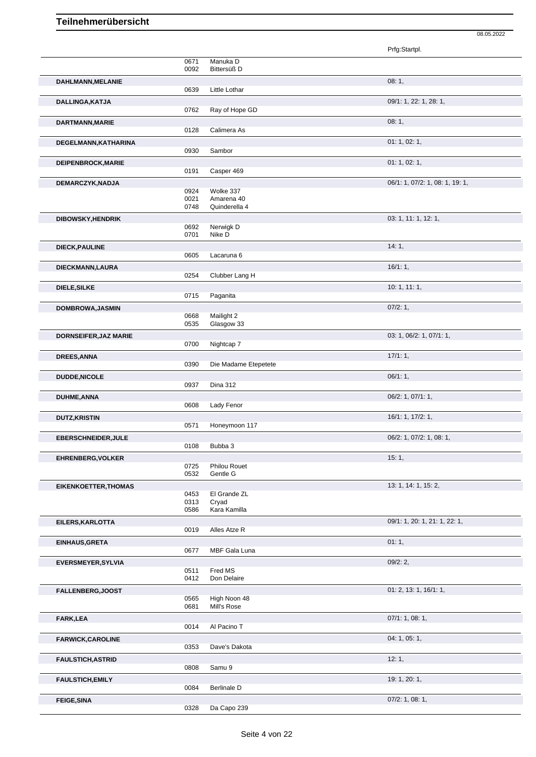# Teilnehmerübersicht

08.05.2022

| | | | Prfg:Startpl. |
|---|---|---|---|
| | 0671 | Manuka D | |
| | 0092 | Bittersüß D | |
| **DAHLMANN,MELANIE** | | | 08: 1, |
| | 0639 | Little Lothar | |
| **DALLINGA,KATJA** | | | 09/1: 1, 22: 1, 28: 1, |
| | 0762 | Ray of Hope GD | |
| **DARTMANN,MARIE** | | | 08: 1, |
| | 0128 | Calimera As | |
| **DEGELMANN,KATHARINA** | | | 01: 1, 02: 1, |
| | 0930 | Sambor | |
| **DEIPENBROCK,MARIE** | | | 01: 1, 02: 1, |
| | 0191 | Casper 469 | |
| **DEMARCZYK,NADJA** | | | 06/1: 1, 07/2: 1, 08: 1, 19: 1, |
| | 0924 | Wolke 337 | |
| | 0021 | Amarena 40 | |
| | 0748 | Quinderella 4 | |
| **DIBOWSKY,HENDRIK** | | | 03: 1, 11: 1, 12: 1, |
| | 0692 | Nerwigk D | |
| | 0701 | Nike D | |
| **DIECK,PAULINE** | | | 14: 1, |
| | 0605 | Lacaruna 6 | |
| **DIECKMANN,LAURA** | | | 16/1: 1, |
| | 0254 | Clubber Lang H | |
| **DIELE,SILKE** | | | 10: 1, 11: 1, |
| | 0715 | Paganita | |
| **DOMBROWA,JASMIN** | | | 07/2: 1, |
| | 0668 | Mailight 2 | |
| | 0535 | Glasgow 33 | |
| **DORNSEIFER,JAZ MARIE** | | | 03: 1, 06/2: 1, 07/1: 1, |
| | 0700 | Nightcap 7 | |
| **DREES,ANNA** | | | 17/1: 1, |
| | 0390 | Die Madame Etepetete | |
| **DUDDE,NICOLE** | | | 06/1: 1, |
| | 0937 | Dina 312 | |
| **DUHME,ANNA** | | | 06/2: 1, 07/1: 1, |
| | 0608 | Lady Fenor | |
| **DUTZ,KRISTIN** | | | 16/1: 1, 17/2: 1, |
| | 0571 | Honeymoon 117 | |
| **EBERSCHNEIDER,JULE** | | | 06/2: 1, 07/2: 1, 08: 1, |
| | 0108 | Bubba 3 | |
| **EHRENBERG,VOLKER** | | | 15: 1, |
| | 0725 | Philou Rouet | |
| | 0532 | Gentle G | |
| **EIKENKOETTER,THOMAS** | | | 13: 1, 14: 1, 15: 2, |
| | 0453 | El Grande ZL | |
| | 0313 | Cryad | |
| | 0586 | Kara Kamilla | |
| **EILERS,KARLOTTA** | | | 09/1: 1, 20: 1, 21: 1, 22: 1, |
| | 0019 | Alles Atze R | |
| **EINHAUS,GRETA** | | | 01: 1, |
| | 0677 | MBF Gala Luna | |
| **EVERSMEYER,SYLVIA** | | | 09/2: 2, |
| | 0511 | Fred MS | |
| | 0412 | Don Delaire | |
| **FALLENBERG,JOOST** | | | 01: 2, 13: 1, 16/1: 1, |
| | 0565 | High Noon 48 | |
| | 0681 | Mill's Rose | |
| **FARK,LEA** | | | 07/1: 1, 08: 1, |
| | 0014 | Al Pacino T | |
| **FARWICK,CAROLINE** | | | 04: 1, 05: 1, |
| | 0353 | Dave's Dakota | |
| **FAULSTICH,ASTRID** | | | 12: 1, |
| | 0808 | Samu 9 | |
| **FAULSTICH,EMILY** | | | 19: 1, 20: 1, |
| | 0084 | Berlinale D | |
| **FEIGE,SINA** | | | 07/2: 1, 08: 1, |
| | 0328 | Da Capo 239 | |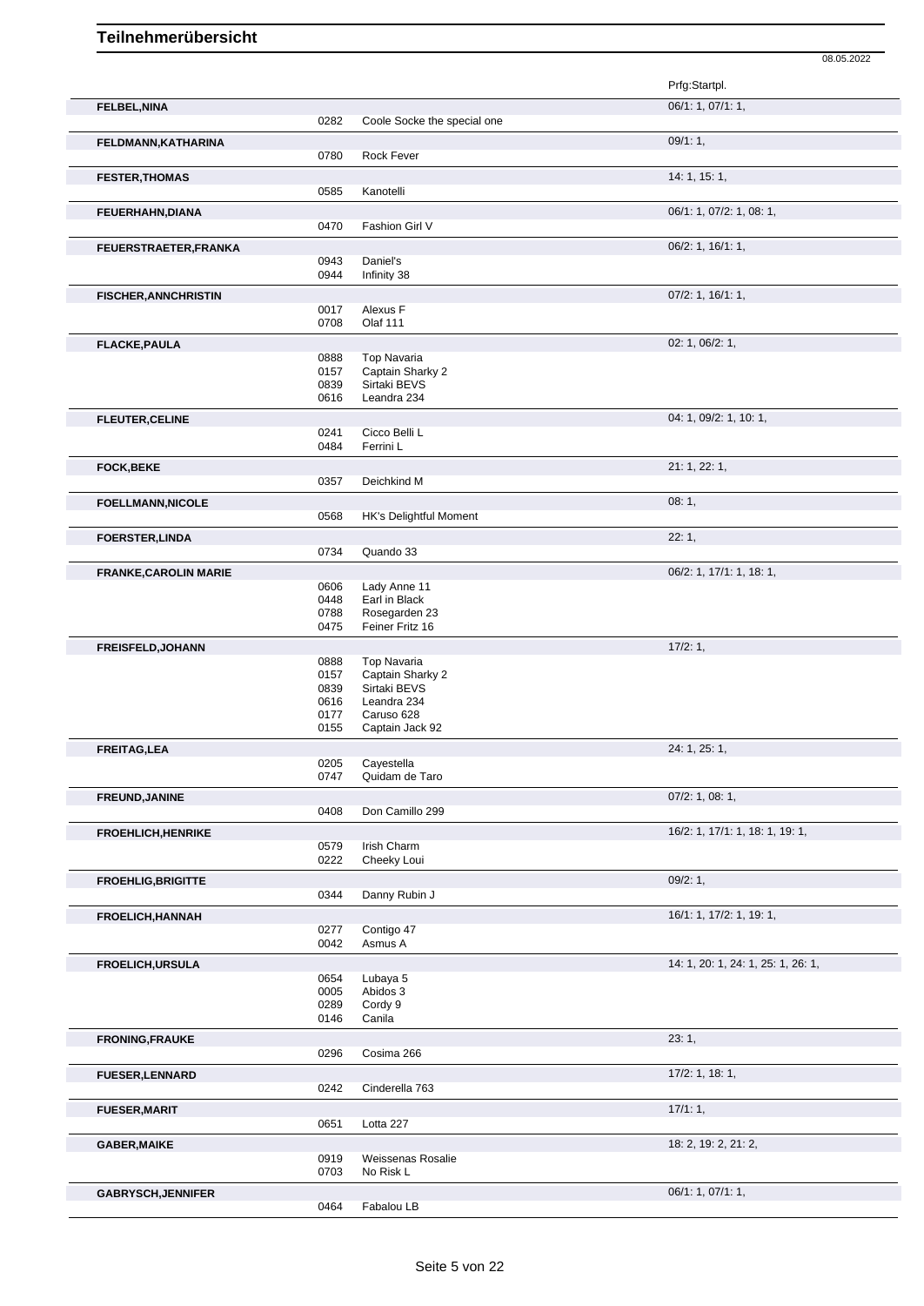# Teilnehmerübersicht

08.05.2022

| Name | Nr. | Pferd | Prfg:Startpl. |
|---|---|---|---|
| **FELBEL,NINA** | | | 06/1: 1, 07/1: 1, |
| | 0282 | Coole Socke the special one | |
| **FELDMANN,KATHARINA** | | | 09/1: 1, |
| | 0780 | Rock Fever | |
| **FESTER,THOMAS** | | | 14: 1, 15: 1, |
| | 0585 | Kanotelli | |
| **FEUERHAHN,DIANA** | | | 06/1: 1, 07/2: 1, 08: 1, |
| | 0470 | Fashion Girl V | |
| **FEUERSTRAETER,FRANKA** | | | 06/2: 1, 16/1: 1, |
| | 0943 | Daniel's | |
| | 0944 | Infinity 38 | |
| **FISCHER,ANNCHRISTIN** | | | 07/2: 1, 16/1: 1, |
| | 0017 | Alexus F | |
| | 0708 | Olaf 111 | |
| **FLACKE,PAULA** | | | 02: 1, 06/2: 1, |
| | 0888 | Top Navaria | |
| | 0157 | Captain Sharky 2 | |
| | 0839 | Sirtaki BEVS | |
| | 0616 | Leandra 234 | |
| **FLEUTER,CELINE** | | | 04: 1, 09/2: 1, 10: 1, |
| | 0241 | Cicco Belli L | |
| | 0484 | Ferrini L | |
| **FOCK,BEKE** | | | 21: 1, 22: 1, |
| | 0357 | Deichkind M | |
| **FOELLMANN,NICOLE** | | | 08: 1, |
| | 0568 | HK's Delightful Moment | |
| **FOERSTER,LINDA** | | | 22: 1, |
| | 0734 | Quando 33 | |
| **FRANKE,CAROLIN MARIE** | | | 06/2: 1, 17/1: 1, 18: 1, |
| | 0606 | Lady Anne 11 | |
| | 0448 | Earl in Black | |
| | 0788 | Rosegarden 23 | |
| | 0475 | Feiner Fritz 16 | |
| **FREISFELD,JOHANN** | | | 17/2: 1, |
| | 0888 | Top Navaria | |
| | 0157 | Captain Sharky 2 | |
| | 0839 | Sirtaki BEVS | |
| | 0616 | Leandra 234 | |
| | 0177 | Caruso 628 | |
| | 0155 | Captain Jack 92 | |
| **FREITAG,LEA** | | | 24: 1, 25: 1, |
| | 0205 | Cayestella | |
| | 0747 | Quidam de Taro | |
| **FREUND,JANINE** | | | 07/2: 1, 08: 1, |
| | 0408 | Don Camillo 299 | |
| **FROEHLICH,HENRIKE** | | | 16/2: 1, 17/1: 1, 18: 1, 19: 1, |
| | 0579 | Irish Charm | |
| | 0222 | Cheeky Loui | |
| **FROEHLIG,BRIGITTE** | | | 09/2: 1, |
| | 0344 | Danny Rubin J | |
| **FROELICH,HANNAH** | | | 16/1: 1, 17/2: 1, 19: 1, |
| | 0277 | Contigo 47 | |
| | 0042 | Asmus A | |
| **FROELICH,URSULA** | | | 14: 1, 20: 1, 24: 1, 25: 1, 26: 1, |
| | 0654 | Lubaya 5 | |
| | 0005 | Abidos 3 | |
| | 0289 | Cordy 9 | |
| | 0146 | Canila | |
| **FRONING,FRAUKE** | | | 23: 1, |
| | 0296 | Cosima 266 | |
| **FUESER,LENNARD** | | | 17/2: 1, 18: 1, |
| | 0242 | Cinderella 763 | |
| **FUESER,MARIT** | | | 17/1: 1, |
| | 0651 | Lotta 227 | |
| **GABER,MAIKE** | | | 18: 2, 19: 2, 21: 2, |
| | 0919 | Weissenas Rosalie | |
| | 0703 | No Risk L | |
| **GABRYSCH,JENNIFER** | | | 06/1: 1, 07/1: 1, |
| | 0464 | Fabalou LB | |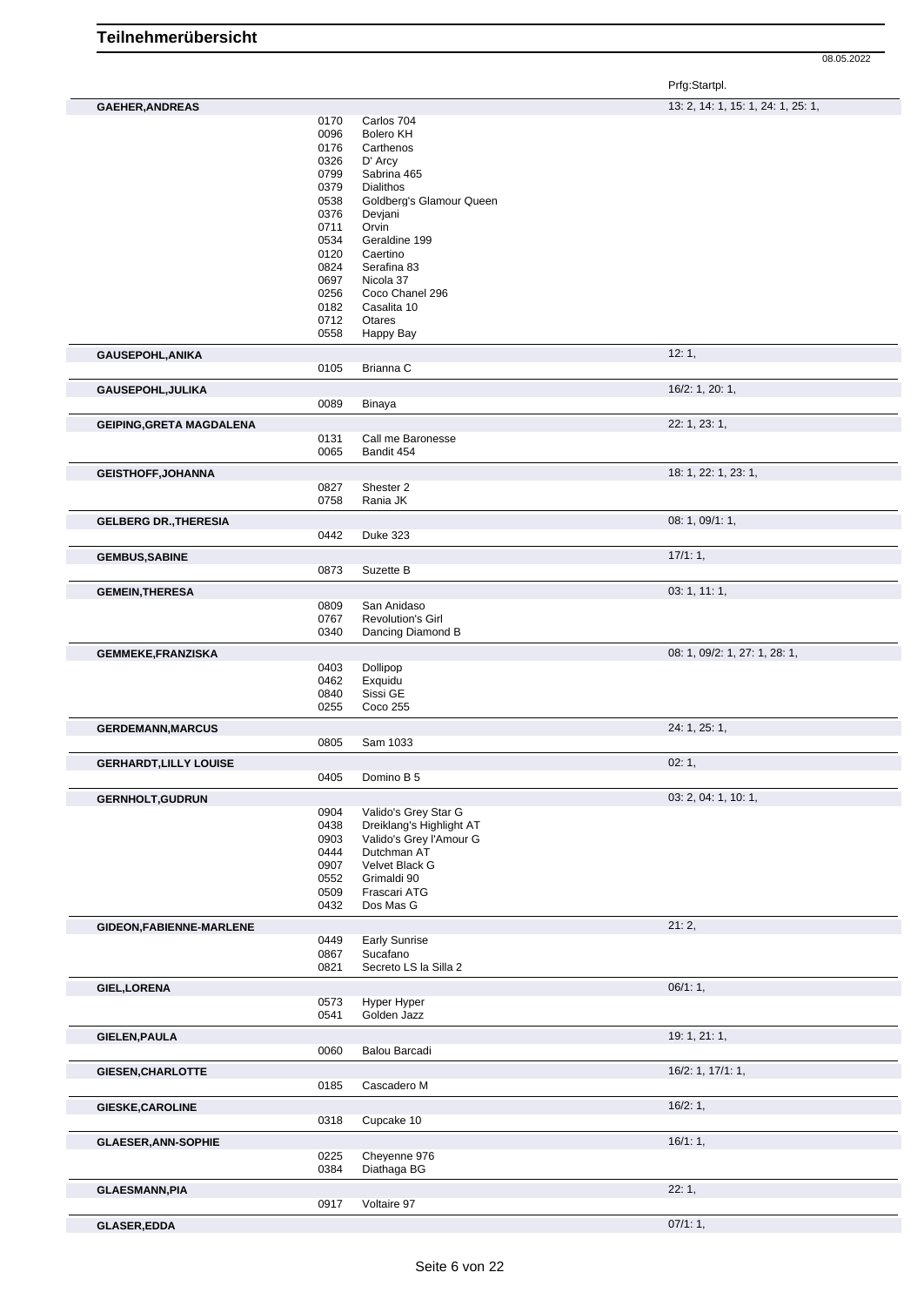# Teilnehmerübersicht

08.05.2022

| Name | Nr. | Pferd | Prfg:Startpl. |
|---|---|---|---|
| **GAEHER,ANDREAS** | | | 13: 2, 14: 1, 15: 1, 24: 1, 25: 1, |
| | 0170 | Carlos 704 | |
| | 0096 | Bolero KH | |
| | 0176 | Carthenos | |
| | 0326 | D' Arcy | |
| | 0799 | Sabrina 465 | |
| | 0379 | Dialithos | |
| | 0538 | Goldberg's Glamour Queen | |
| | 0376 | Devjani | |
| | 0711 | Orvin | |
| | 0534 | Geraldine 199 | |
| | 0120 | Caertino | |
| | 0824 | Serafina 83 | |
| | 0697 | Nicola 37 | |
| | 0256 | Coco Chanel 296 | |
| | 0182 | Casalita 10 | |
| | 0712 | Otares | |
| | 0558 | Happy Bay | |
| **GAUSEPOHL,ANIKA** | | | 12: 1, |
| | 0105 | Brianna C | |
| **GAUSEPOHL,JULIKA** | | | 16/2: 1, 20: 1, |
| | 0089 | Binaya | |
| **GEIPING,GRETA MAGDALENA** | | | 22: 1, 23: 1, |
| | 0131 | Call me Baronesse | |
| | 0065 | Bandit 454 | |
| **GEISTHOFF,JOHANNA** | | | 18: 1, 22: 1, 23: 1, |
| | 0827 | Shester 2 | |
| | 0758 | Rania JK | |
| **GELBERG DR.,THERESIA** | | | 08: 1, 09/1: 1, |
| | 0442 | Duke 323 | |
| **GEMBUS,SABINE** | | | 17/1: 1, |
| | 0873 | Suzette B | |
| **GEMEIN,THERESA** | | | 03: 1, 11: 1, |
| | 0809 | San Anidaso | |
| | 0767 | Revolution's Girl | |
| | 0340 | Dancing Diamond B | |
| **GEMMEKE,FRANZISKA** | | | 08: 1, 09/2: 1, 27: 1, 28: 1, |
| | 0403 | Dollipop | |
| | 0462 | Exquidu | |
| | 0840 | Sissi GE | |
| | 0255 | Coco 255 | |
| **GERDEMANN,MARCUS** | | | 24: 1, 25: 1, |
| | 0805 | Sam 1033 | |
| **GERHARDT,LILLY LOUISE** | | | 02: 1, |
| | 0405 | Domino B 5 | |
| **GERNHOLT,GUDRUN** | | | 03: 2, 04: 1, 10: 1, |
| | 0904 | Valido's Grey Star G | |
| | 0438 | Dreiklang's Highlight AT | |
| | 0903 | Valido's Grey l'Amour G | |
| | 0444 | Dutchman AT | |
| | 0907 | Velvet Black G | |
| | 0552 | Grimaldi 90 | |
| | 0509 | Frascari ATG | |
| | 0432 | Dos Mas G | |
| **GIDEON,FABIENNE-MARLENE** | | | 21: 2, |
| | 0449 | Early Sunrise | |
| | 0867 | Sucafano | |
| | 0821 | Secreto LS la Silla 2 | |
| **GIEL,LORENA** | | | 06/1: 1, |
| | 0573 | Hyper Hyper | |
| | 0541 | Golden Jazz | |
| **GIELEN,PAULA** | | | 19: 1, 21: 1, |
| | 0060 | Balou Barcadi | |
| **GIESEN,CHARLOTTE** | | | 16/2: 1, 17/1: 1, |
| | 0185 | Cascadero M | |
| **GIESKE,CAROLINE** | | | 16/2: 1, |
| | 0318 | Cupcake 10 | |
| **GLAESER,ANN-SOPHIE** | | | 16/1: 1, |
| | 0225 | Cheyenne 976 | |
| | 0384 | Diathaga BG | |
| **GLAESMANN,PIA** | | | 22: 1, |
| | 0917 | Voltaire 97 | |
| **GLASER,EDDA** | | | 07/1: 1, |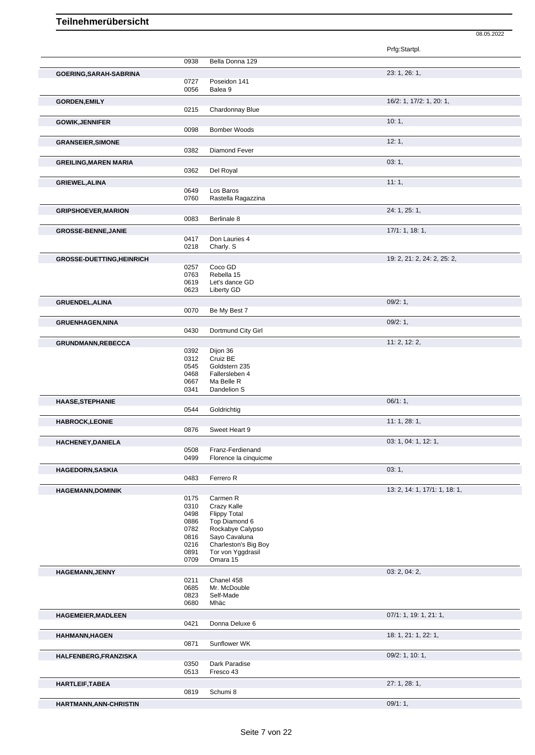# Teilnehmerübersicht

08.05.2022

| | | | Prfg:Startpl. |
|---|---|---|---|
| | 0938 | Bella Donna 129 | |
| **GOERING,SARAH-SABRINA** | | | 23: 1, 26: 1, |
| | 0727 | Poseidon 141 | |
| | 0056 | Balea 9 | |
| **GORDEN,EMILY** | | | 16/2: 1, 17/2: 1, 20: 1, |
| | 0215 | Chardonnay Blue | |
| **GOWIK,JENNIFER** | | | 10: 1, |
| | 0098 | Bomber Woods | |
| **GRANSEIER,SIMONE** | | | 12: 1, |
| | 0382 | Diamond Fever | |
| **GREILING,MAREN MARIA** | | | 03: 1, |
| | 0362 | Del Royal | |
| **GRIEWEL,ALINA** | | | 11: 1, |
| | 0649 | Los Baros | |
| | 0760 | Rastella Ragazzina | |
| **GRIPSHOEVER,MARION** | | | 24: 1, 25: 1, |
| | 0083 | Berlinale 8 | |
| **GROSSE-BENNE,JANIE** | | | 17/1: 1, 18: 1, |
| | 0417 | Don Lauries 4 | |
| | 0218 | Charly. S | |
| **GROSSE-DUETTING,HEINRICH** | | | 19: 2, 21: 2, 24: 2, 25: 2, |
| | 0257 | Coco GD | |
| | 0763 | Rebella 15 | |
| | 0619 | Let's dance GD | |
| | 0623 | Liberty GD | |
| **GRUENDEL,ALINA** | | | 09/2: 1, |
| | 0070 | Be My Best 7 | |
| **GRUENHAGEN,NINA** | | | 09/2: 1, |
| | 0430 | Dortmund City Girl | |
| **GRUNDMANN,REBECCA** | | | 11: 2, 12: 2, |
| | 0392 | Dijon 36 | |
| | 0312 | Cruiz BE | |
| | 0545 | Goldstern 235 | |
| | 0468 | Fallersleben 4 | |
| | 0667 | Ma Belle R | |
| | 0341 | Dandelion S | |
| **HAASE,STEPHANIE** | | | 06/1: 1, |
| | 0544 | Goldrichtig | |
| **HABROCK,LEONIE** | | | 11: 1, 28: 1, |
| | 0876 | Sweet Heart 9 | |
| **HACHENEY,DANIELA** | | | 03: 1, 04: 1, 12: 1, |
| | 0508 | Franz-Ferdienand | |
| | 0499 | Florence la cinquicme | |
| **HAGEDORN,SASKIA** | | | 03: 1, |
| | 0483 | Ferrero R | |
| **HAGEMANN,DOMINIK** | | | 13: 2, 14: 1, 17/1: 1, 18: 1, |
| | 0175 | Carmen R | |
| | 0310 | Crazy Kalle | |
| | 0498 | Flippy Total | |
| | 0886 | Top Diamond 6 | |
| | 0782 | Rockabye Calypso | |
| | 0816 | Sayo Cavaluna | |
| | 0216 | Charleston's Big Boy | |
| | 0891 | Tor von Yggdrasil | |
| | 0709 | Omara 15 | |
| **HAGEMANN,JENNY** | | | 03: 2, 04: 2, |
| | 0211 | Chanel 458 | |
| | 0685 | Mr. McDouble | |
| | 0823 | Self-Made | |
| | 0680 | Mhäc | |
| **HAGEMEIER,MADLEEN** | | | 07/1: 1, 19: 1, 21: 1, |
| | 0421 | Donna Deluxe 6 | |
| **HAHMANN,HAGEN** | | | 18: 1, 21: 1, 22: 1, |
| | 0871 | Sunflower WK | |
| **HALFENBERG,FRANZISKA** | | | 09/2: 1, 10: 1, |
| | 0350 | Dark Paradise | |
| | 0513 | Fresco 43 | |
| **HARTLEIF,TABEA** | | | 27: 1, 28: 1, |
| | 0819 | Schumi 8 | |
| **HARTMANN,ANN-CHRISTIN** | | | 09/1: 1, |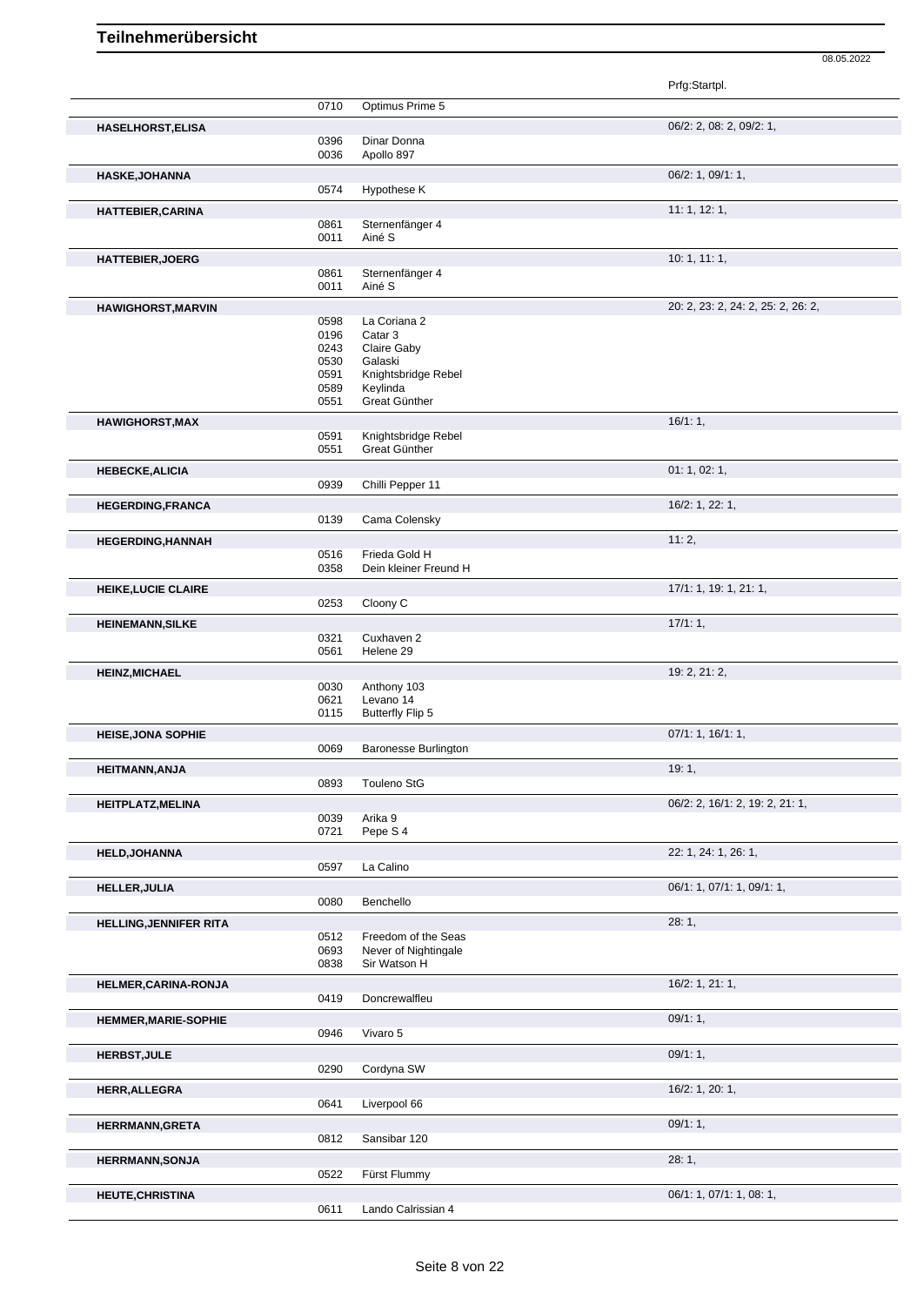# Teilnehmerübersicht

08.05.2022

| Name | Nr. | Pferd | Prfg:Startpl. |
|---|---|---|---|
| | 0710 | Optimus Prime 5 | |
| **HASELHORST,ELISA** | | | 06/2: 2, 08: 2, 09/2: 1, |
| | 0396 | Dinar Donna | |
| | 0036 | Apollo 897 | |
| **HASKE,JOHANNA** | | | 06/2: 1, 09/1: 1, |
| | 0574 | Hypothese K | |
| **HATTEBIER,CARINA** | | | 11: 1, 12: 1, |
| | 0861 | Sternenfänger 4 | |
| | 0011 | Ainé S | |
| **HATTEBIER,JOERG** | | | 10: 1, 11: 1, |
| | 0861 | Sternenfänger 4 | |
| | 0011 | Ainé S | |
| **HAWIGHORST,MARVIN** | | | 20: 2, 23: 2, 24: 2, 25: 2, 26: 2, |
| | 0598 | La Coriana 2 | |
| | 0196 | Catar 3 | |
| | 0243 | Claire Gaby | |
| | 0530 | Galaski | |
| | 0591 | Knightsbridge Rebel | |
| | 0589 | Keylinda | |
| | 0551 | Great Günther | |
| **HAWIGHORST,MAX** | | | 16/1: 1, |
| | 0591 | Knightsbridge Rebel | |
| | 0551 | Great Günther | |
| **HEBECKE,ALICIA** | | | 01: 1, 02: 1, |
| | 0939 | Chilli Pepper 11 | |
| **HEGERDING,FRANCA** | | | 16/2: 1, 22: 1, |
| | 0139 | Cama Colensky | |
| **HEGERDING,HANNAH** | | | 11: 2, |
| | 0516 | Frieda Gold H | |
| | 0358 | Dein kleiner Freund H | |
| **HEIKE,LUCIE CLAIRE** | | | 17/1: 1, 19: 1, 21: 1, |
| | 0253 | Cloony C | |
| **HEINEMANN,SILKE** | | | 17/1: 1, |
| | 0321 | Cuxhaven 2 | |
| | 0561 | Helene 29 | |
| **HEINZ,MICHAEL** | | | 19: 2, 21: 2, |
| | 0030 | Anthony 103 | |
| | 0621 | Levano 14 | |
| | 0115 | Butterfly Flip 5 | |
| **HEISE,JONA SOPHIE** | | | 07/1: 1, 16/1: 1, |
| | 0069 | Baronesse Burlington | |
| **HEITMANN,ANJA** | | | 19: 1, |
| | 0893 | Touleno StG | |
| **HEITPLATZ,MELINA** | | | 06/2: 2, 16/1: 2, 19: 2, 21: 1, |
| | 0039 | Arika 9 | |
| | 0721 | Pepe S 4 | |
| **HELD,JOHANNA** | | | 22: 1, 24: 1, 26: 1, |
| | 0597 | La Calino | |
| **HELLER,JULIA** | | | 06/1: 1, 07/1: 1, 09/1: 1, |
| | 0080 | Benchello | |
| **HELLING,JENNIFER RITA** | | | 28: 1, |
| | 0512 | Freedom of the Seas | |
| | 0693 | Never of Nightingale | |
| | 0838 | Sir Watson H | |
| **HELMER,CARINA-RONJA** | | | 16/2: 1, 21: 1, |
| | 0419 | Doncrewalfleu | |
| **HEMMER,MARIE-SOPHIE** | | | 09/1: 1, |
| | 0946 | Vivaro 5 | |
| **HERBST,JULE** | | | 09/1: 1, |
| | 0290 | Cordyna SW | |
| **HERR,ALLEGRA** | | | 16/2: 1, 20: 1, |
| | 0641 | Liverpool 66 | |
| **HERRMANN,GRETA** | | | 09/1: 1, |
| | 0812 | Sansibar 120 | |
| **HERRMANN,SONJA** | | | 28: 1, |
| | 0522 | Fürst Flummy | |
| **HEUTE,CHRISTINA** | | | 06/1: 1, 07/1: 1, 08: 1, |
| | 0611 | Lando Calrissian 4 | |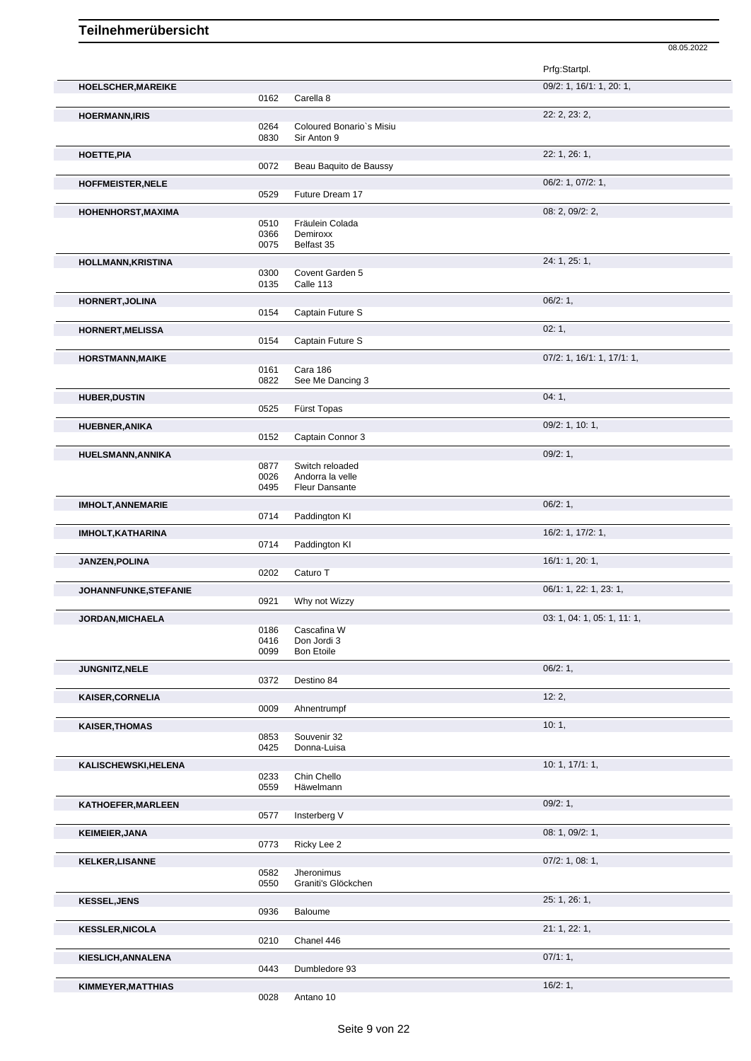# Teilnehmerübersicht

08.05.2022

| Name | Nr. | Pferd | Prfg:Startpl. |
|---|---|---|---|
| **HOELSCHER,MAREIKE** | | | 09/2: 1, 16/1: 1, 20: 1, |
| | 0162 | Carella 8 | |
| **HOERMANN,IRIS** | | | 22: 2, 23: 2, |
| | 0264 | Coloured Bonario`s Misiu | |
| | 0830 | Sir Anton 9 | |
| **HOETTE,PIA** | | | 22: 1, 26: 1, |
| | 0072 | Beau Baquito de Baussy | |
| **HOFFMEISTER,NELE** | | | 06/2: 1, 07/2: 1, |
| | 0529 | Future Dream 17 | |
| **HOHENHORST,MAXIMA** | | | 08: 2, 09/2: 2, |
| | 0510 | Fräulein Colada | |
| | 0366 | Demiroxx | |
| | 0075 | Belfast 35 | |
| **HOLLMANN,KRISTINA** | | | 24: 1, 25: 1, |
| | 0300 | Covent Garden 5 | |
| | 0135 | Calle 113 | |
| **HORNERT,JOLINA** | | | 06/2: 1, |
| | 0154 | Captain Future S | |
| **HORNERT,MELISSA** | | | 02: 1, |
| | 0154 | Captain Future S | |
| **HORSTMANN,MAIKE** | | | 07/2: 1, 16/1: 1, 17/1: 1, |
| | 0161 | Cara 186 | |
| | 0822 | See Me Dancing 3 | |
| **HUBER,DUSTIN** | | | 04: 1, |
| | 0525 | Fürst Topas | |
| **HUEBNER,ANIKA** | | | 09/2: 1, 10: 1, |
| | 0152 | Captain Connor 3 | |
| **HUELSMANN,ANNIKA** | | | 09/2: 1, |
| | 0877 | Switch reloaded | |
| | 0026 | Andorra la velle | |
| | 0495 | Fleur Dansante | |
| **IMHOLT,ANNEMARIE** | | | 06/2: 1, |
| | 0714 | Paddington KI | |
| **IMHOLT,KATHARINA** | | | 16/2: 1, 17/2: 1, |
| | 0714 | Paddington KI | |
| **JANZEN,POLINA** | | | 16/1: 1, 20: 1, |
| | 0202 | Caturo T | |
| **JOHANNFUNKE,STEFANIE** | | | 06/1: 1, 22: 1, 23: 1, |
| | 0921 | Why not Wizzy | |
| **JORDAN,MICHAELA** | | | 03: 1, 04: 1, 05: 1, 11: 1, |
| | 0186 | Cascafina W | |
| | 0416 | Don Jordi 3 | |
| | 0099 | Bon Etoile | |
| **JUNGNITZ,NELE** | | | 06/2: 1, |
| | 0372 | Destino 84 | |
| **KAISER,CORNELIA** | | | 12: 2, |
| | 0009 | Ahnentrumpf | |
| **KAISER,THOMAS** | | | 10: 1, |
| | 0853 | Souvenir 32 | |
| | 0425 | Donna-Luisa | |
| **KALISCHEWSKI,HELENA** | | | 10: 1, 17/1: 1, |
| | 0233 | Chin Chello | |
| | 0559 | Häwelmann | |
| **KATHOEFER,MARLEEN** | | | 09/2: 1, |
| | 0577 | Insterberg V | |
| **KEIMEIER,JANA** | | | 08: 1, 09/2: 1, |
| | 0773 | Ricky Lee 2 | |
| **KELKER,LISANNE** | | | 07/2: 1, 08: 1, |
| | 0582 | Jheronimus | |
| | 0550 | Graniti's Glöckchen | |
| **KESSEL,JENS** | | | 25: 1, 26: 1, |
| | 0936 | Baloume | |
| **KESSLER,NICOLA** | | | 21: 1, 22: 1, |
| | 0210 | Chanel 446 | |
| **KIESLICH,ANNALENA** | | | 07/1: 1, |
| | 0443 | Dumbledore 93 | |
| **KIMMEYER,MATTHIAS** | | | 16/2: 1, |
| | 0028 | Antano 10 | |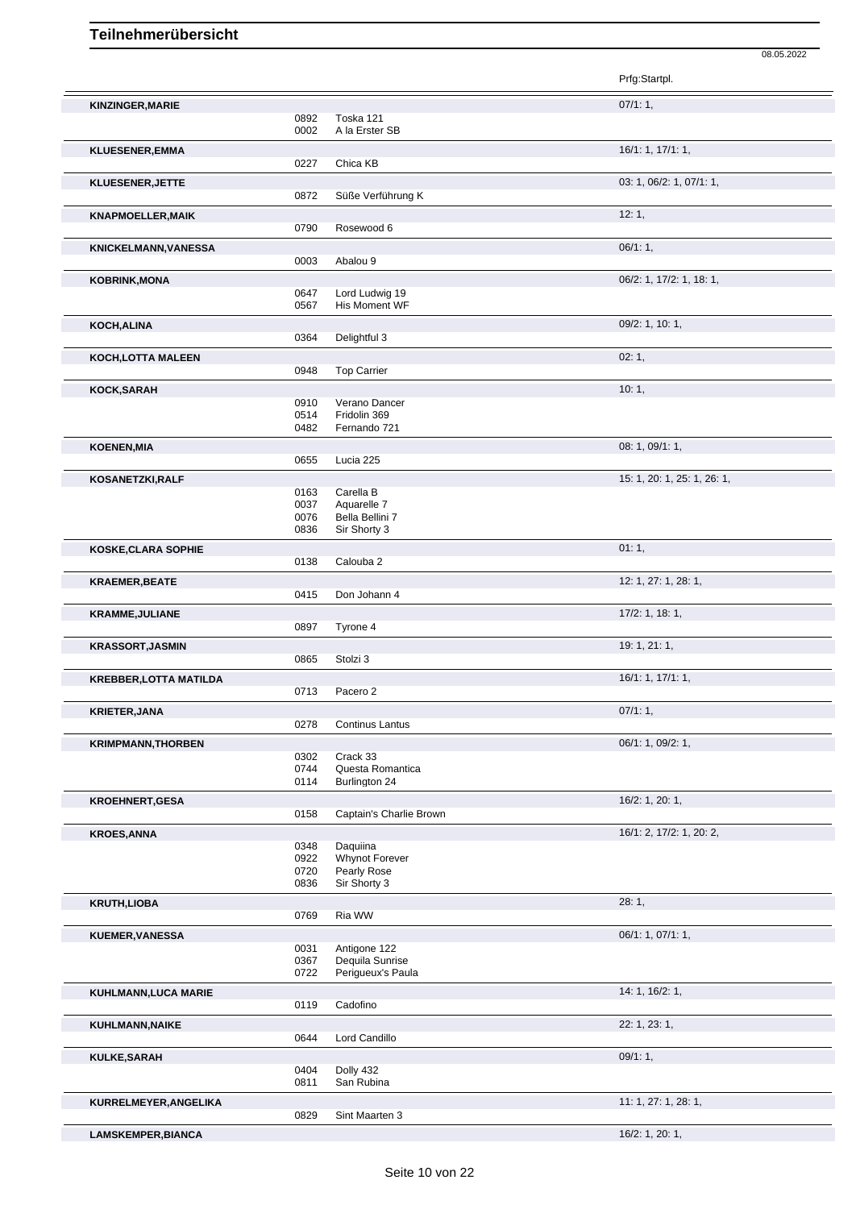# Teilnehmerübersicht

08.05.2022

| Name | Nr. | Pferd | Prfg:Startpl. |
|---|---|---|---|
| **KINZINGER,MARIE** | | | 07/1: 1, |
| | 0892 | Toska 121 | |
| | 0002 | A la Erster SB | |
| **KLUESENER,EMMA** | | | 16/1: 1, 17/1: 1, |
| | 0227 | Chica KB | |
| **KLUESENER,JETTE** | | | 03: 1, 06/2: 1, 07/1: 1, |
| | 0872 | Süße Verführung K | |
| **KNAPMOELLER,MAIK** | | | 12: 1, |
| | 0790 | Rosewood 6 | |
| **KNICKELMANN,VANESSA** | | | 06/1: 1, |
| | 0003 | Abalou 9 | |
| **KOBRINK,MONA** | | | 06/2: 1, 17/2: 1, 18: 1, |
| | 0647 | Lord Ludwig 19 | |
| | 0567 | His Moment WF | |
| **KOCH,ALINA** | | | 09/2: 1, 10: 1, |
| | 0364 | Delightful 3 | |
| **KOCH,LOTTA MALEEN** | | | 02: 1, |
| | 0948 | Top Carrier | |
| **KOCK,SARAH** | | | 10: 1, |
| | 0910 | Verano Dancer | |
| | 0514 | Fridolin 369 | |
| | 0482 | Fernando 721 | |
| **KOENEN,MIA** | | | 08: 1, 09/1: 1, |
| | 0655 | Lucia 225 | |
| **KOSANETZKI,RALF** | | | 15: 1, 20: 1, 25: 1, 26: 1, |
| | 0163 | Carella B | |
| | 0037 | Aquarelle 7 | |
| | 0076 | Bella Bellini 7 | |
| | 0836 | Sir Shorty 3 | |
| **KOSKE,CLARA SOPHIE** | | | 01: 1, |
| | 0138 | Calouba 2 | |
| **KRAEMER,BEATE** | | | 12: 1, 27: 1, 28: 1, |
| | 0415 | Don Johann 4 | |
| **KRAMME,JULIANE** | | | 17/2: 1, 18: 1, |
| | 0897 | Tyrone 4 | |
| **KRASSORT,JASMIN** | | | 19: 1, 21: 1, |
| | 0865 | Stolzi 3 | |
| **KREBBER,LOTTA MATILDA** | | | 16/1: 1, 17/1: 1, |
| | 0713 | Pacero 2 | |
| **KRIETER,JANA** | | | 07/1: 1, |
| | 0278 | Continus Lantus | |
| **KRIMPMANN,THORBEN** | | | 06/1: 1, 09/2: 1, |
| | 0302 | Crack 33 | |
| | 0744 | Questa Romantica | |
| | 0114 | Burlington 24 | |
| **KROEHNERT,GESA** | | | 16/2: 1, 20: 1, |
| | 0158 | Captain's Charlie Brown | |
| **KROES,ANNA** | | | 16/1: 2, 17/2: 1, 20: 2, |
| | 0348 | Daquiina | |
| | 0922 | Whynot Forever | |
| | 0720 | Pearly Rose | |
| | 0836 | Sir Shorty 3 | |
| **KRUTH,LIOBA** | | | 28: 1, |
| | 0769 | Ria WW | |
| **KUEMER,VANESSA** | | | 06/1: 1, 07/1: 1, |
| | 0031 | Antigone 122 | |
| | 0367 | Dequila Sunrise | |
| | 0722 | Perigueux's Paula | |
| **KUHLMANN,LUCA MARIE** | | | 14: 1, 16/2: 1, |
| | 0119 | Cadofino | |
| **KUHLMANN,NAIKE** | | | 22: 1, 23: 1, |
| | 0644 | Lord Candillo | |
| **KULKE,SARAH** | | | 09/1: 1, |
| | 0404 | Dolly 432 | |
| | 0811 | San Rubina | |
| **KURRELMEYER,ANGELIKA** | | | 11: 1, 27: 1, 28: 1, |
| | 0829 | Sint Maarten 3 | |
| **LAMSKEMPER,BIANCA** | | | 16/2: 1, 20: 1, |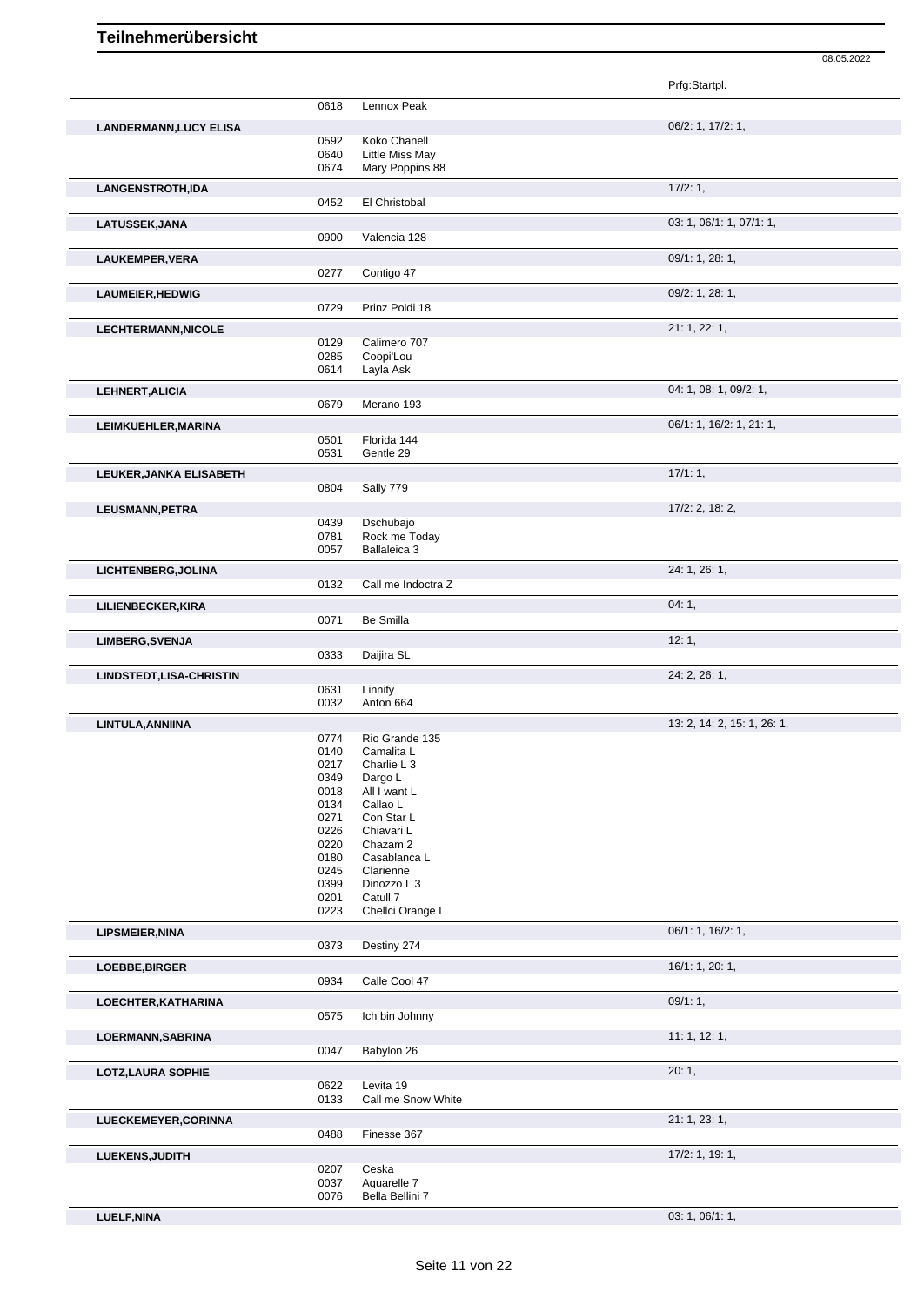# Teilnehmerübersicht

08.05.2022

| Name | Nr. | Pferd | Prfg:Startpl. |
|---|---|---|---|
| | 0618 | Lennox Peak | |
| **LANDERMANN,LUCY ELISA** | | | 06/2: 1, 17/2: 1, |
| | 0592 | Koko Chanell | |
| | 0640 | Little Miss May | |
| | 0674 | Mary Poppins 88 | |
| **LANGENSTROTH,IDA** | | | 17/2: 1, |
| | 0452 | El Christobal | |
| **LATUSSEK,JANA** | | | 03: 1, 06/1: 1, 07/1: 1, |
| | 0900 | Valencia 128 | |
| **LAUKEMPER,VERA** | | | 09/1: 1, 28: 1, |
| | 0277 | Contigo 47 | |
| **LAUMEIER,HEDWIG** | | | 09/2: 1, 28: 1, |
| | 0729 | Prinz Poldi 18 | |
| **LECHTERMANN,NICOLE** | | | 21: 1, 22: 1, |
| | 0129 | Calimero 707 | |
| | 0285 | Coopi'Lou | |
| | 0614 | Layla Ask | |
| **LEHNERT,ALICIA** | | | 04: 1, 08: 1, 09/2: 1, |
| | 0679 | Merano 193 | |
| **LEIMKUEHLER,MARINA** | | | 06/1: 1, 16/2: 1, 21: 1, |
| | 0501 | Florida 144 | |
| | 0531 | Gentle 29 | |
| **LEUKER,JANKA ELISABETH** | | | 17/1: 1, |
| | 0804 | Sally 779 | |
| **LEUSMANN,PETRA** | | | 17/2: 2, 18: 2, |
| | 0439 | Dschubajo | |
| | 0781 | Rock me Today | |
| | 0057 | Ballaleica 3 | |
| **LICHTENBERG,JOLINA** | | | 24: 1, 26: 1, |
| | 0132 | Call me Indoctra Z | |
| **LILIENBECKER,KIRA** | | | 04: 1, |
| | 0071 | Be Smilla | |
| **LIMBERG,SVENJA** | | | 12: 1, |
| | 0333 | Daijira SL | |
| **LINDSTEDT,LISA-CHRISTIN** | | | 24: 2, 26: 1, |
| | 0631 | Linnify | |
| | 0032 | Anton 664 | |
| **LINTULA,ANNIINA** | | | 13: 2, 14: 2, 15: 1, 26: 1, |
| | 0774 | Rio Grande 135 | |
| | 0140 | Camalita L | |
| | 0217 | Charlie L 3 | |
| | 0349 | Dargo L | |
| | 0018 | All I want L | |
| | 0134 | Callao L | |
| | 0271 | Con Star L | |
| | 0226 | Chiavari L | |
| | 0220 | Chazam 2 | |
| | 0180 | Casablanca L | |
| | 0245 | Clarienne | |
| | 0399 | Dinozzo L 3 | |
| | 0201 | Catull 7 | |
| | 0223 | Chellci Orange L | |
| **LIPSMEIER,NINA** | | | 06/1: 1, 16/2: 1, |
| | 0373 | Destiny 274 | |
| **LOEBBE,BIRGER** | | | 16/1: 1, 20: 1, |
| | 0934 | Calle Cool 47 | |
| **LOECHTER,KATHARINA** | | | 09/1: 1, |
| | 0575 | Ich bin Johnny | |
| **LOERMANN,SABRINA** | | | 11: 1, 12: 1, |
| | 0047 | Babylon 26 | |
| **LOTZ,LAURA SOPHIE** | | | 20: 1, |
| | 0622 | Levita 19 | |
| | 0133 | Call me Snow White | |
| **LUECKEMEYER,CORINNA** | | | 21: 1, 23: 1, |
| | 0488 | Finesse 367 | |
| **LUEKENS,JUDITH** | | | 17/2: 1, 19: 1, |
| | 0207 | Ceska | |
| | 0037 | Aquarelle 7 | |
| | 0076 | Bella Bellini 7 | |
| **LUELF,NINA** | | | 03: 1, 06/1: 1, |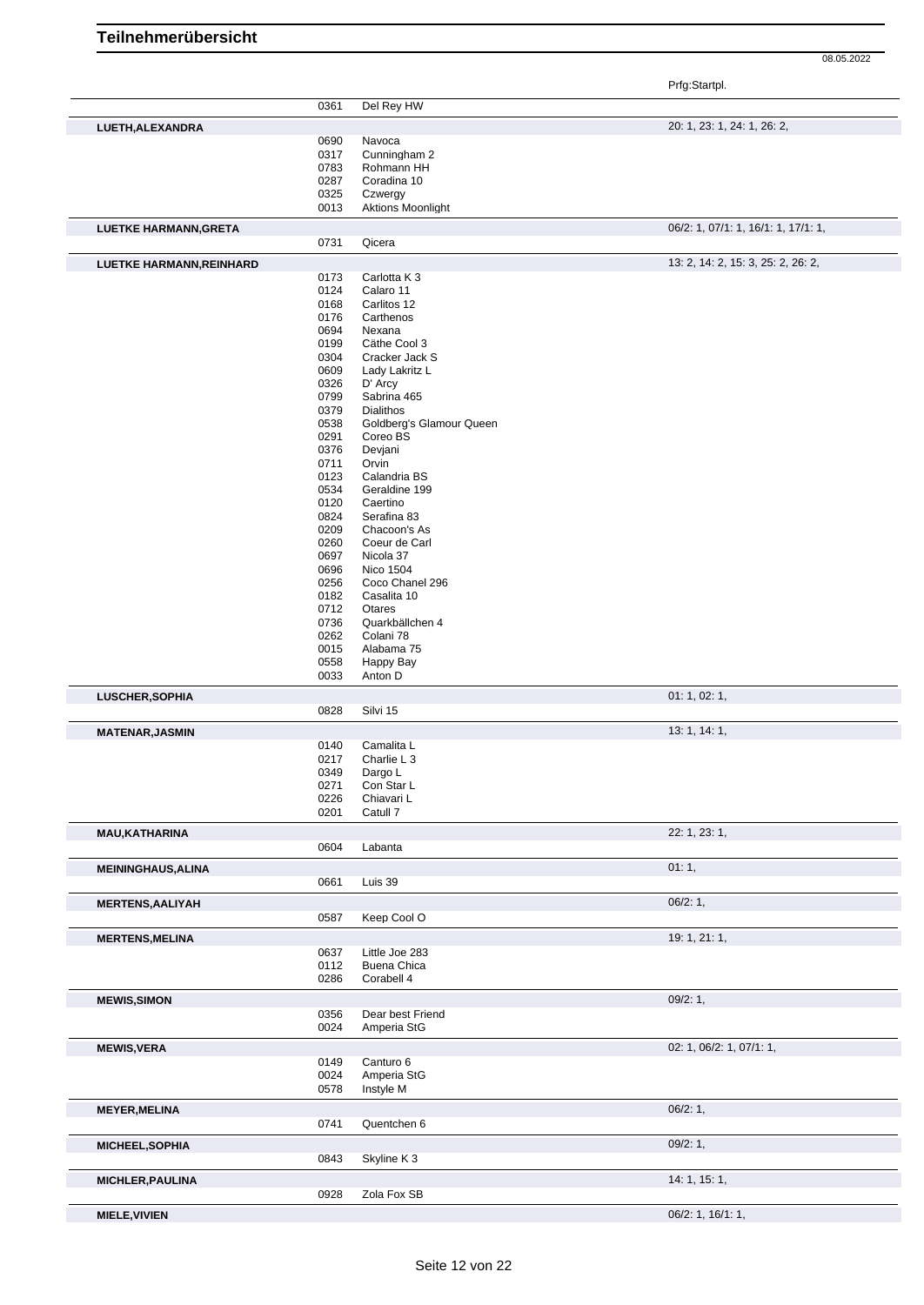# Teilnehmerübersicht

08.05.2022

| Teilnehmer | Nr. | Pferd | Prfg:Startpl. |
|---|---|---|---|
| | 0361 | Del Rey HW | |
| **LUETH,ALEXANDRA** | | | 20: 1, 23: 1, 24: 1, 26: 2, |
| | 0690 | Navoca | |
| | 0317 | Cunningham 2 | |
| | 0783 | Rohmann HH | |
| | 0287 | Coradina 10 | |
| | 0325 | Czwergy | |
| | 0013 | Aktions Moonlight | |
| **LUETKE HARMANN,GRETA** | | | 06/2: 1, 07/1: 1, 16/1: 1, 17/1: 1, |
| | 0731 | Qicera | |
| **LUETKE HARMANN,REINHARD** | | | 13: 2, 14: 2, 15: 3, 25: 2, 26: 2, |
| | 0173 | Carlotta K 3 | |
| | 0124 | Calaro 11 | |
| | 0168 | Carlitos 12 | |
| | 0176 | Carthenos | |
| | 0694 | Nexana | |
| | 0199 | Cäthe Cool 3 | |
| | 0304 | Cracker Jack S | |
| | 0609 | Lady Lakritz L | |
| | 0326 | D' Arcy | |
| | 0799 | Sabrina 465 | |
| | 0379 | Dialithos | |
| | 0538 | Goldberg's Glamour Queen | |
| | 0291 | Coreo BS | |
| | 0376 | Devjani | |
| | 0711 | Orvin | |
| | 0123 | Calandria BS | |
| | 0534 | Geraldine 199 | |
| | 0120 | Caertino | |
| | 0824 | Serafina 83 | |
| | 0209 | Chacoon's As | |
| | 0260 | Coeur de Carl | |
| | 0697 | Nicola 37 | |
| | 0696 | Nico 1504 | |
| | 0256 | Coco Chanel 296 | |
| | 0182 | Casalita 10 | |
| | 0712 | Otares | |
| | 0736 | Quarkbällchen 4 | |
| | 0262 | Colani 78 | |
| | 0015 | Alabama 75 | |
| | 0558 | Happy Bay | |
| | 0033 | Anton D | |
| **LUSCHER,SOPHIA** | | | 01: 1, 02: 1, |
| | 0828 | Silvi 15 | |
| **MATENAR,JASMIN** | | | 13: 1, 14: 1, |
| | 0140 | Camalita L | |
| | 0217 | Charlie L 3 | |
| | 0349 | Dargo L | |
| | 0271 | Con Star L | |
| | 0226 | Chiavari L | |
| | 0201 | Catull 7 | |
| **MAU,KATHARINA** | | | 22: 1, 23: 1, |
| | 0604 | Labanta | |
| **MEININGHAUS,ALINA** | | | 01: 1, |
| | 0661 | Luis 39 | |
| **MERTENS,AALIYAH** | | | 06/2: 1, |
| | 0587 | Keep Cool O | |
| **MERTENS,MELINA** | | | 19: 1, 21: 1, |
| | 0637 | Little Joe 283 | |
| | 0112 | Buena Chica | |
| | 0286 | Corabell 4 | |
| **MEWIS,SIMON** | | | 09/2: 1, |
| | 0356 | Dear best Friend | |
| | 0024 | Amperia StG | |
| **MEWIS,VERA** | | | 02: 1, 06/2: 1, 07/1: 1, |
| | 0149 | Canturo 6 | |
| | 0024 | Amperia StG | |
| | 0578 | Instyle M | |
| **MEYER,MELINA** | | | 06/2: 1, |
| | 0741 | Quentchen 6 | |
| **MICHEEL,SOPHIA** | | | 09/2: 1, |
| | 0843 | Skyline K 3 | |
| **MICHLER,PAULINA** | | | 14: 1, 15: 1, |
| | 0928 | Zola Fox SB | |
| **MIELE,VIVIEN** | | | 06/2: 1, 16/1: 1, |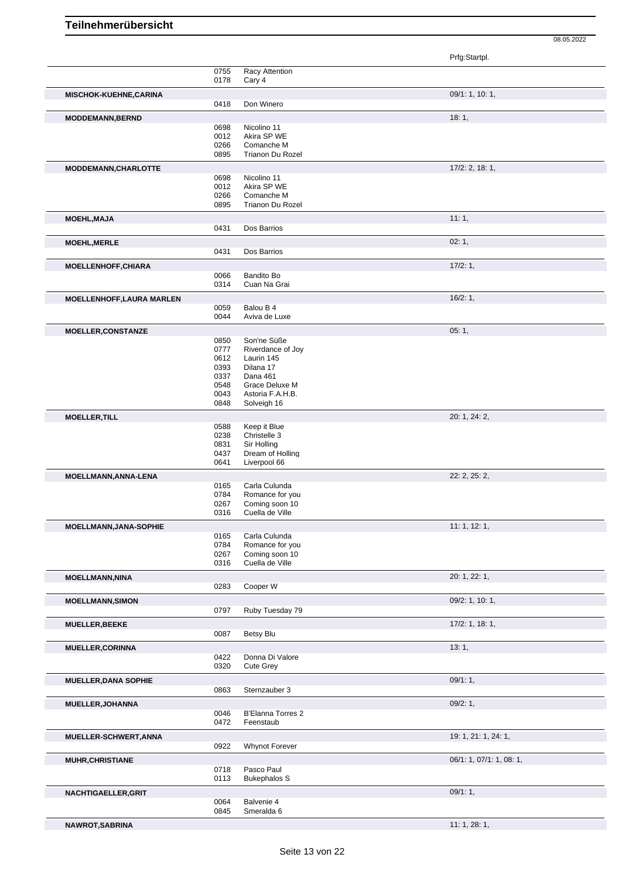# Teilnehmerübersicht

08.05.2022

| | | | Prfg:Startpl. |
|---|---|---|---|
| | 0755 | Racy Attention | |
| | 0178 | Cary 4 | |
| **MISCHOK-KUEHNE,CARINA** | | | 09/1: 1, 10: 1, |
| | 0418 | Don Winero | |
| **MODDEMANN,BERND** | | | 18: 1, |
| | 0698 | Nicolino 11 | |
| | 0012 | Akira SP WE | |
| | 0266 | Comanche M | |
| | 0895 | Trianon Du Rozel | |
| **MODDEMANN,CHARLOTTE** | | | 17/2: 2, 18: 1, |
| | 0698 | Nicolino 11 | |
| | 0012 | Akira SP WE | |
| | 0266 | Comanche M | |
| | 0895 | Trianon Du Rozel | |
| **MOEHL,MAJA** | | | 11: 1, |
| | 0431 | Dos Barrios | |
| **MOEHL,MERLE** | | | 02: 1, |
| | 0431 | Dos Barrios | |
| **MOELLENHOFF,CHIARA** | | | 17/2: 1, |
| | 0066 | Bandito Bo | |
| | 0314 | Cuan Na Grai | |
| **MOELLENHOFF,LAURA MARLEN** | | | 16/2: 1, |
| | 0059 | Balou B 4 | |
| | 0044 | Aviva de Luxe | |
| **MOELLER,CONSTANZE** | | | 05: 1, |
| | 0850 | Son'ne Süße | |
| | 0777 | Riverdance of Joy | |
| | 0612 | Laurin 145 | |
| | 0393 | Dilana 17 | |
| | 0337 | Dana 461 | |
| | 0548 | Grace Deluxe M | |
| | 0043 | Astoria F.A.H.B. | |
| | 0848 | Solveigh 16 | |
| **MOELLER,TILL** | | | 20: 1, 24: 2, |
| | 0588 | Keep it Blue | |
| | 0238 | Christelle 3 | |
| | 0831 | Sir Holling | |
| | 0437 | Dream of Holling | |
| | 0641 | Liverpool 66 | |
| **MOELLMANN,ANNA-LENA** | | | 22: 2, 25: 2, |
| | 0165 | Carla Culunda | |
| | 0784 | Romance for you | |
| | 0267 | Coming soon 10 | |
| | 0316 | Cuella de Ville | |
| **MOELLMANN,JANA-SOPHIE** | | | 11: 1, 12: 1, |
| | 0165 | Carla Culunda | |
| | 0784 | Romance for you | |
| | 0267 | Coming soon 10 | |
| | 0316 | Cuella de Ville | |
| **MOELLMANN,NINA** | | | 20: 1, 22: 1, |
| | 0283 | Cooper W | |
| **MOELLMANN,SIMON** | | | 09/2: 1, 10: 1, |
| | 0797 | Ruby Tuesday 79 | |
| **MUELLER,BEEKE** | | | 17/2: 1, 18: 1, |
| | 0087 | Betsy Blu | |
| **MUELLER,CORINNA** | | | 13: 1, |
| | 0422 | Donna Di Valore | |
| | 0320 | Cute Grey | |
| **MUELLER,DANA SOPHIE** | | | 09/1: 1, |
| | 0863 | Sternzauber 3 | |
| **MUELLER,JOHANNA** | | | 09/2: 1, |
| | 0046 | B'Elanna Torres 2 | |
| | 0472 | Feenstaub | |
| **MUELLER-SCHWERT,ANNA** | | | 19: 1, 21: 1, 24: 1, |
| | 0922 | Whynot Forever | |
| **MUHR,CHRISTIANE** | | | 06/1: 1, 07/1: 1, 08: 1, |
| | 0718 | Pasco Paul | |
| | 0113 | Bukephalos S | |
| **NACHTIGAELLER,GRIT** | | | 09/1: 1, |
| | 0064 | Balvenie 4 | |
| | 0845 | Smeralda 6 | |
| **NAWROT,SABRINA** | | | 11: 1, 28: 1, |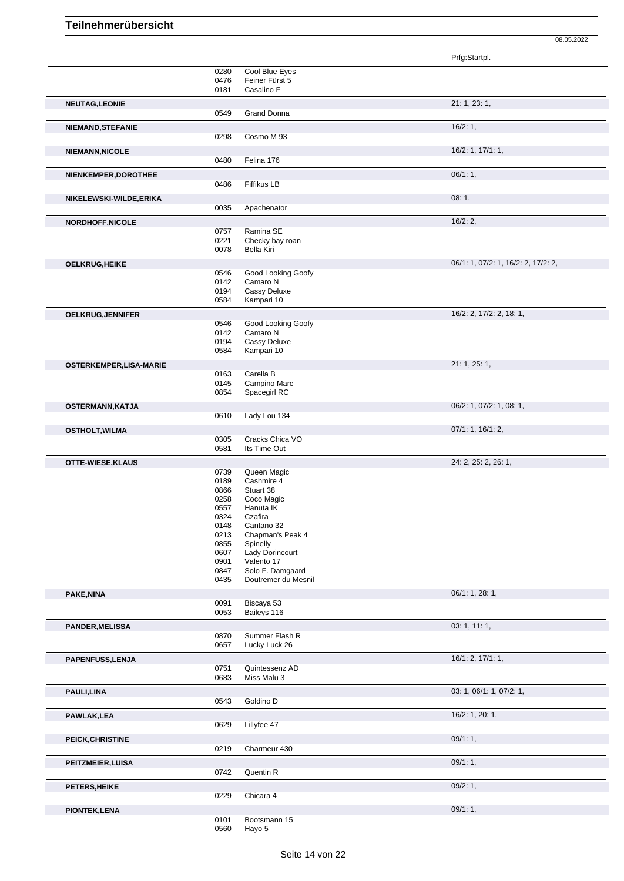## Teilnehmerübersicht

08.05.2022

| Name | Nr. | Pferd | Prfg:Startpl. |
|---|---|---|---|
| | 0280 | Cool Blue Eyes | |
| | 0476 | Feiner Fürst 5 | |
| | 0181 | Casalino F | |
| **NEUTAG,LEONIE** | | | 21: 1, 23: 1, |
| | 0549 | Grand Donna | |
| **NIEMAND,STEFANIE** | | | 16/2: 1, |
| | 0298 | Cosmo M 93 | |
| **NIEMANN,NICOLE** | | | 16/2: 1, 17/1: 1, |
| | 0480 | Felina 176 | |
| **NIENKEMPER,DOROTHEE** | | | 06/1: 1, |
| | 0486 | Fiffikus LB | |
| **NIKELEWSKI-WILDE,ERIKA** | | | 08: 1, |
| | 0035 | Apachenator | |
| **NORDHOFF,NICOLE** | | | 16/2: 2, |
| | 0757 | Ramina SE | |
| | 0221 | Checky bay roan | |
| | 0078 | Bella Kiri | |
| **OELKRUG,HEIKE** | | | 06/1: 1, 07/2: 1, 16/2: 2, 17/2: 2, |
| | 0546 | Good Looking Goofy | |
| | 0142 | Camaro N | |
| | 0194 | Cassy Deluxe | |
| | 0584 | Kampari 10 | |
| **OELKRUG,JENNIFER** | | | 16/2: 2, 17/2: 2, 18: 1, |
| | 0546 | Good Looking Goofy | |
| | 0142 | Camaro N | |
| | 0194 | Cassy Deluxe | |
| | 0584 | Kampari 10 | |
| **OSTERKEMPER,LISA-MARIE** | | | 21: 1, 25: 1, |
| | 0163 | Carella B | |
| | 0145 | Campino Marc | |
| | 0854 | Spacegirl RC | |
| **OSTERMANN,KATJA** | | | 06/2: 1, 07/2: 1, 08: 1, |
| | 0610 | Lady Lou 134 | |
| **OSTHOLT,WILMA** | | | 07/1: 1, 16/1: 2, |
| | 0305 | Cracks Chica VO | |
| | 0581 | Its Time Out | |
| **OTTE-WIESE,KLAUS** | | | 24: 2, 25: 2, 26: 1, |
| | 0739 | Queen Magic | |
| | 0189 | Cashmire 4 | |
| | 0866 | Stuart 38 | |
| | 0258 | Coco Magic | |
| | 0557 | Hanuta IK | |
| | 0324 | Czafira | |
| | 0148 | Cantano 32 | |
| | 0213 | Chapman's Peak 4 | |
| | 0855 | Spinelly | |
| | 0607 | Lady Dorincourt | |
| | 0901 | Valento 17 | |
| | 0847 | Solo F. Damgaard | |
| | 0435 | Doutremer du Mesnil | |
| **PAKE,NINA** | | | 06/1: 1, 28: 1, |
| | 0091 | Biscaya 53 | |
| | 0053 | Baileys 116 | |
| **PANDER,MELISSA** | | | 03: 1, 11: 1, |
| | 0870 | Summer Flash R | |
| | 0657 | Lucky Luck 26 | |
| **PAPENFUSS,LENJA** | | | 16/1: 2, 17/1: 1, |
| | 0751 | Quintessenz AD | |
| | 0683 | Miss Malu 3 | |
| **PAULI,LINA** | | | 03: 1, 06/1: 1, 07/2: 1, |
| | 0543 | Goldino D | |
| **PAWLAK,LEA** | | | 16/2: 1, 20: 1, |
| | 0629 | Lillyfee 47 | |
| **PEICK,CHRISTINE** | | | 09/1: 1, |
| | 0219 | Charmeur 430 | |
| **PEITZMEIER,LUISA** | | | 09/1: 1, |
| | 0742 | Quentin R | |
| **PETERS,HEIKE** | | | 09/2: 1, |
| | 0229 | Chicara 4 | |
| **PIONTEK,LENA** | | | 09/1: 1, |
| | 0101 | Bootsmann 15 | |
| | 0560 | Hayo 5 | |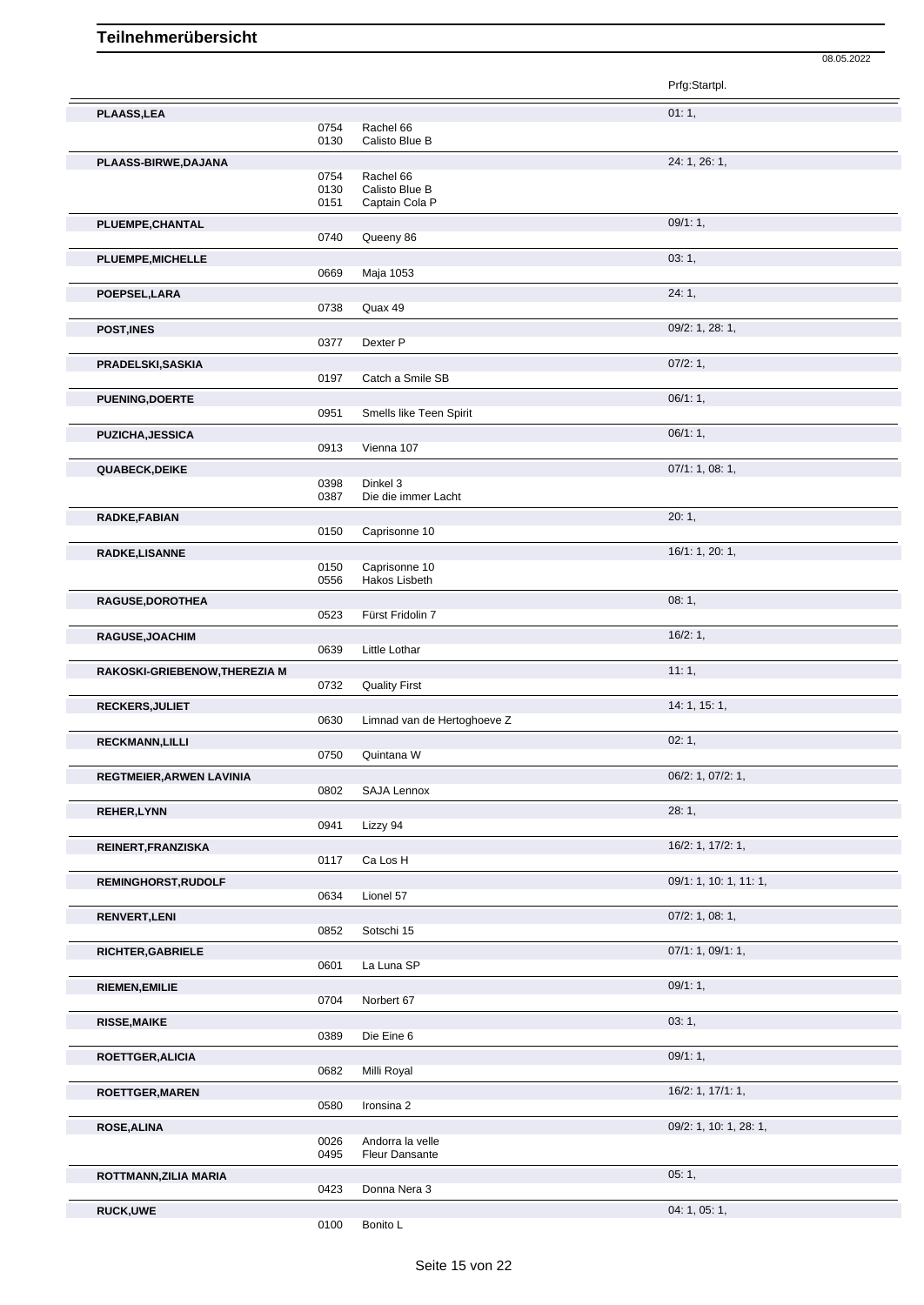# Teilnehmerübersicht

08.05.2022

| | | | Prfg:Startpl. |
|---|---|---|---|
| **PLAASS,LEA** | | | 01: 1, |
| | 0754 | Rachel 66 | |
| | 0130 | Calisto Blue B | |
| **PLAASS-BIRWE,DAJANA** | | | 24: 1, 26: 1, |
| | 0754 | Rachel 66 | |
| | 0130 | Calisto Blue B | |
| | 0151 | Captain Cola P | |
| **PLUEMPE,CHANTAL** | | | 09/1: 1, |
| | 0740 | Queeny 86 | |
| **PLUEMPE,MICHELLE** | | | 03: 1, |
| | 0669 | Maja 1053 | |
| **POEPSEL,LARA** | | | 24: 1, |
| | 0738 | Quax 49 | |
| **POST,INES** | | | 09/2: 1, 28: 1, |
| | 0377 | Dexter P | |
| **PRADELSKI,SASKIA** | | | 07/2: 1, |
| | 0197 | Catch a Smile SB | |
| **PUENING,DOERTE** | | | 06/1: 1, |
| | 0951 | Smells like Teen Spirit | |
| **PUZICHA,JESSICA** | | | 06/1: 1, |
| | 0913 | Vienna 107 | |
| **QUABECK,DEIKE** | | | 07/1: 1, 08: 1, |
| | 0398 | Dinkel 3 | |
| | 0387 | Die die immer Lacht | |
| **RADKE,FABIAN** | | | 20: 1, |
| | 0150 | Caprisonne 10 | |
| **RADKE,LISANNE** | | | 16/1: 1, 20: 1, |
| | 0150 | Caprisonne 10 | |
| | 0556 | Hakos Lisbeth | |
| **RAGUSE,DOROTHEA** | | | 08: 1, |
| | 0523 | Fürst Fridolin 7 | |
| **RAGUSE,JOACHIM** | | | 16/2: 1, |
| | 0639 | Little Lothar | |
| **RAKOSKI-GRIEBENOW,THEREZIA M** | | | 11: 1, |
| | 0732 | Quality First | |
| **RECKERS,JULIET** | | | 14: 1, 15: 1, |
| | 0630 | Limnad van de Hertoghoeve Z | |
| **RECKMANN,LILLI** | | | 02: 1, |
| | 0750 | Quintana W | |
| **REGTMEIER,ARWEN LAVINIA** | | | 06/2: 1, 07/2: 1, |
| | 0802 | SAJA Lennox | |
| **REHER,LYNN** | | | 28: 1, |
| | 0941 | Lizzy 94 | |
| **REINERT,FRANZISKA** | | | 16/2: 1, 17/2: 1, |
| | 0117 | Ca Los H | |
| **REMINGHORST,RUDOLF** | | | 09/1: 1, 10: 1, 11: 1, |
| | 0634 | Lionel 57 | |
| **RENVERT,LENI** | | | 07/2: 1, 08: 1, |
| | 0852 | Sotschi 15 | |
| **RICHTER,GABRIELE** | | | 07/1: 1, 09/1: 1, |
| | 0601 | La Luna SP | |
| **RIEMEN,EMILIE** | | | 09/1: 1, |
| | 0704 | Norbert 67 | |
| **RISSE,MAIKE** | | | 03: 1, |
| | 0389 | Die Eine 6 | |
| **ROETTGER,ALICIA** | | | 09/1: 1, |
| | 0682 | Milli Royal | |
| **ROETTGER,MAREN** | | | 16/2: 1, 17/1: 1, |
| | 0580 | Ironsina 2 | |
| **ROSE,ALINA** | | | 09/2: 1, 10: 1, 28: 1, |
| | 0026 | Andorra la velle | |
| | 0495 | Fleur Dansante | |
| **ROTTMANN,ZILIA MARIA** | | | 05: 1, |
| | 0423 | Donna Nera 3 | |
| **RUCK,UWE** | | | 04: 1, 05: 1, |
| | 0100 | Bonito L | |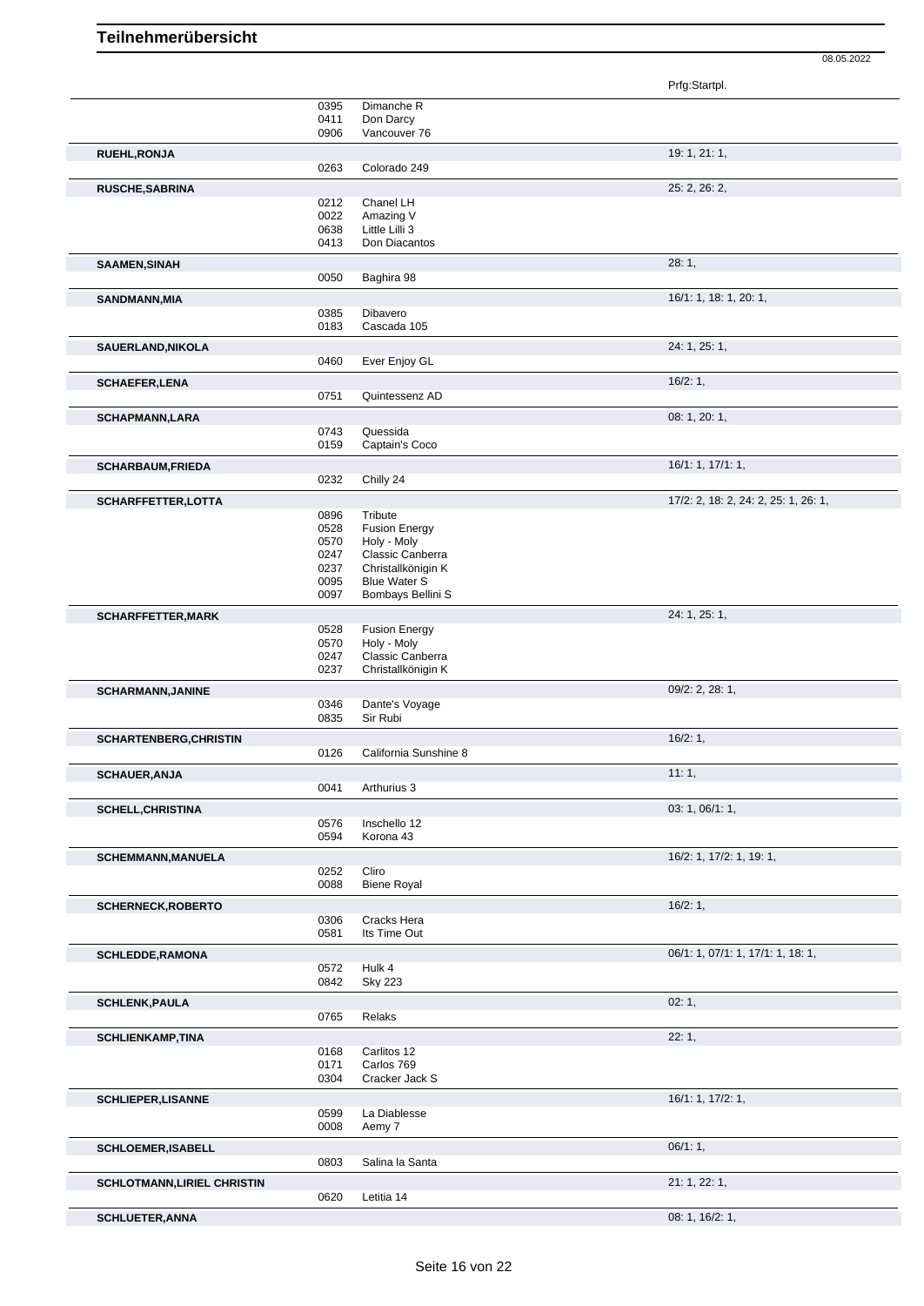# Teilnehmerübersicht

08.05.2022

| | Nr. | Pferd | Prfg:Startpl. |
|---|---|---|---|
| | 0395 | Dimanche R | |
| | 0411 | Don Darcy | |
| | 0906 | Vancouver 76 | |
| **RUEHL,RONJA** | | | 19: 1, 21: 1, |
| | 0263 | Colorado 249 | |
| **RUSCHE,SABRINA** | | | 25: 2, 26: 2, |
| | 0212 | Chanel LH | |
| | 0022 | Amazing V | |
| | 0638 | Little Lilli 3 | |
| | 0413 | Don Diacantos | |
| **SAAMEN,SINAH** | | | 28: 1, |
| | 0050 | Baghira 98 | |
| **SANDMANN,MIA** | | | 16/1: 1, 18: 1, 20: 1, |
| | 0385 | Dibavero | |
| | 0183 | Cascada 105 | |
| **SAUERLAND,NIKOLA** | | | 24: 1, 25: 1, |
| | 0460 | Ever Enjoy GL | |
| **SCHAEFER,LENA** | | | 16/2: 1, |
| | 0751 | Quintessenz AD | |
| **SCHAPMANN,LARA** | | | 08: 1, 20: 1, |
| | 0743 | Quessida | |
| | 0159 | Captain's Coco | |
| **SCHARBAUM,FRIEDA** | | | 16/1: 1, 17/1: 1, |
| | 0232 | Chilly 24 | |
| **SCHARFFETTER,LOTTA** | | | 17/2: 2, 18: 2, 24: 2, 25: 1, 26: 1, |
| | 0896 | Tribute | |
| | 0528 | Fusion Energy | |
| | 0570 | Holy - Moly | |
| | 0247 | Classic Canberra | |
| | 0237 | Christallkönigin K | |
| | 0095 | Blue Water S | |
| | 0097 | Bombays Bellini S | |
| **SCHARFFETTER,MARK** | | | 24: 1, 25: 1, |
| | 0528 | Fusion Energy | |
| | 0570 | Holy - Moly | |
| | 0247 | Classic Canberra | |
| | 0237 | Christallkönigin K | |
| **SCHARMANN,JANINE** | | | 09/2: 2, 28: 1, |
| | 0346 | Dante's Voyage | |
| | 0835 | Sir Rubi | |
| **SCHARTENBERG,CHRISTIN** | | | 16/2: 1, |
| | 0126 | California Sunshine 8 | |
| **SCHAUER,ANJA** | | | 11: 1, |
| | 0041 | Arthurius 3 | |
| **SCHELL,CHRISTINA** | | | 03: 1, 06/1: 1, |
| | 0576 | Inschello 12 | |
| | 0594 | Korona 43 | |
| **SCHEMMANN,MANUELA** | | | 16/2: 1, 17/2: 1, 19: 1, |
| | 0252 | Cliro | |
| | 0088 | Biene Royal | |
| **SCHERNECK,ROBERTO** | | | 16/2: 1, |
| | 0306 | Cracks Hera | |
| | 0581 | Its Time Out | |
| **SCHLEDDE,RAMONA** | | | 06/1: 1, 07/1: 1, 17/1: 1, 18: 1, |
| | 0572 | Hulk 4 | |
| | 0842 | Sky 223 | |
| **SCHLENK,PAULA** | | | 02: 1, |
| | 0765 | Relaks | |
| **SCHLIENKAMP,TINA** | | | 22: 1, |
| | 0168 | Carlitos 12 | |
| | 0171 | Carlos 769 | |
| | 0304 | Cracker Jack S | |
| **SCHLIEPER,LISANNE** | | | 16/1: 1, 17/2: 1, |
| | 0599 | La Diablesse | |
| | 0008 | Aemy 7 | |
| **SCHLOEMER,ISABELL** | | | 06/1: 1, |
| | 0803 | Salina la Santa | |
| **SCHLOTMANN,LIRIEL CHRISTIN** | | | 21: 1, 22: 1, |
| | 0620 | Letitia 14 | |
| **SCHLUETER,ANNA** | | | 08: 1, 16/2: 1, |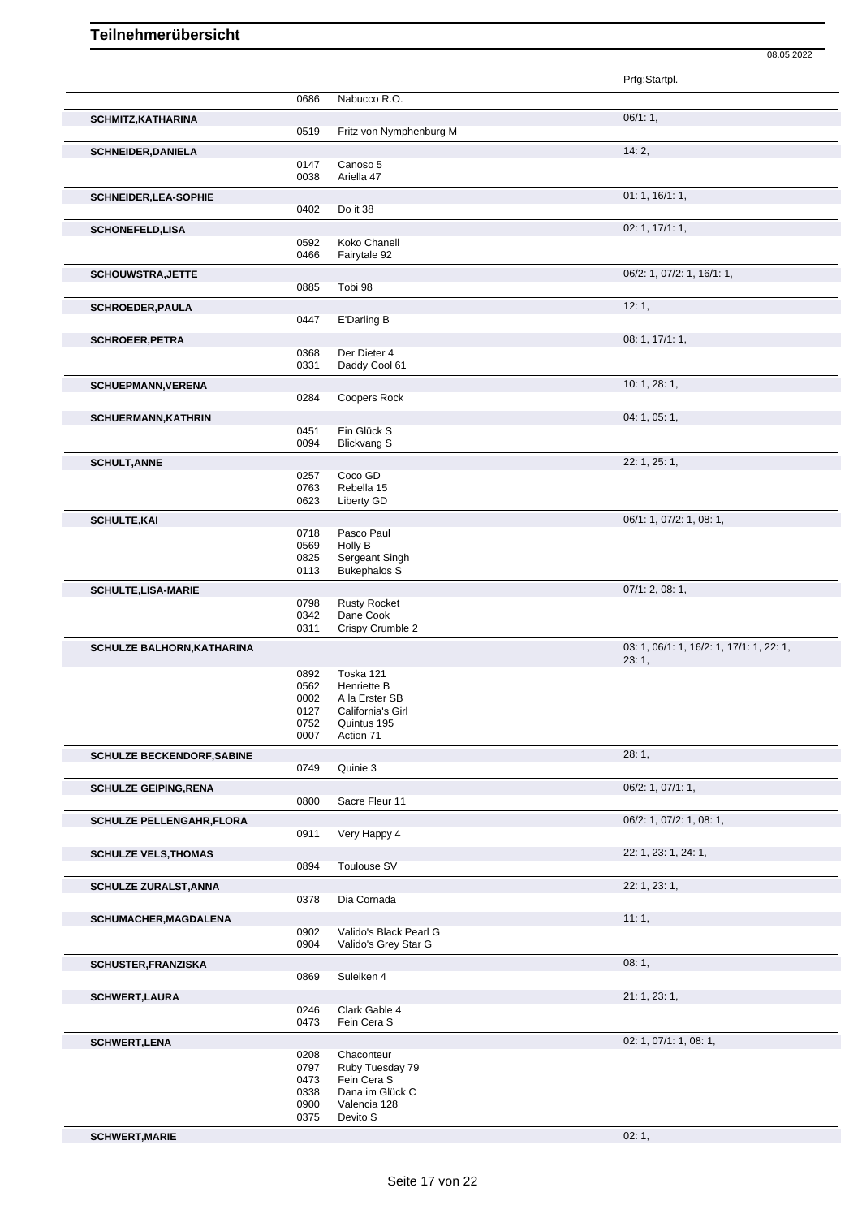# Teilnehmerübersicht

08.05.2022

| Name | Nr. | Pferd | Prfg:Startpl. |
|---|---|---|---|
| | 0686 | Nabucco R.O. | |
| **SCHMITZ,KATHARINA** | | | 06/1: 1, |
| | 0519 | Fritz von Nymphenburg M | |
| **SCHNEIDER,DANIELA** | | | 14: 2, |
| | 0147 | Canoso 5 | |
| | 0038 | Ariella 47 | |
| **SCHNEIDER,LEA-SOPHIE** | | | 01: 1, 16/1: 1, |
| | 0402 | Do it 38 | |
| **SCHONEFELD,LISA** | | | 02: 1, 17/1: 1, |
| | 0592 | Koko Chanell | |
| | 0466 | Fairytale 92 | |
| **SCHOUWSTRA,JETTE** | | | 06/2: 1, 07/2: 1, 16/1: 1, |
| | 0885 | Tobi 98 | |
| **SCHROEDER,PAULA** | | | 12: 1, |
| | 0447 | E'Darling B | |
| **SCHROEER,PETRA** | | | 08: 1, 17/1: 1, |
| | 0368 | Der Dieter 4 | |
| | 0331 | Daddy Cool 61 | |
| **SCHUEPMANN,VERENA** | | | 10: 1, 28: 1, |
| | 0284 | Coopers Rock | |
| **SCHUERMANN,KATHRIN** | | | 04: 1, 05: 1, |
| | 0451 | Ein Glück S | |
| | 0094 | Blickvang S | |
| **SCHULT,ANNE** | | | 22: 1, 25: 1, |
| | 0257 | Coco GD | |
| | 0763 | Rebella 15 | |
| | 0623 | Liberty GD | |
| **SCHULTE,KAI** | | | 06/1: 1, 07/2: 1, 08: 1, |
| | 0718 | Pasco Paul | |
| | 0569 | Holly B | |
| | 0825 | Sergeant Singh | |
| | 0113 | Bukephalos S | |
| **SCHULTE,LISA-MARIE** | | | 07/1: 2, 08: 1, |
| | 0798 | Rusty Rocket | |
| | 0342 | Dane Cook | |
| | 0311 | Crispy Crumble 2 | |
| **SCHULZE BALHORN,KATHARINA** | | | 03: 1, 06/1: 1, 16/2: 1, 17/1: 1, 22: 1, 23: 1, |
| | 0892 | Toska 121 | |
| | 0562 | Henriette B | |
| | 0002 | A la Erster SB | |
| | 0127 | California's Girl | |
| | 0752 | Quintus 195 | |
| | 0007 | Action 71 | |
| **SCHULZE BECKENDORF,SABINE** | | | 28: 1, |
| | 0749 | Quinie 3 | |
| **SCHULZE GEIPING,RENA** | | | 06/2: 1, 07/1: 1, |
| | 0800 | Sacre Fleur 11 | |
| **SCHULZE PELLENGAHR,FLORA** | | | 06/2: 1, 07/2: 1, 08: 1, |
| | 0911 | Very Happy 4 | |
| **SCHULZE VELS,THOMAS** | | | 22: 1, 23: 1, 24: 1, |
| | 0894 | Toulouse SV | |
| **SCHULZE ZURALST,ANNA** | | | 22: 1, 23: 1, |
| | 0378 | Dia Cornada | |
| **SCHUMACHER,MAGDALENA** | | | 11: 1, |
| | 0902 | Valido's Black Pearl G | |
| | 0904 | Valido's Grey Star G | |
| **SCHUSTER,FRANZISKA** | | | 08: 1, |
| | 0869 | Suleiken 4 | |
| **SCHWERT,LAURA** | | | 21: 1, 23: 1, |
| | 0246 | Clark Gable 4 | |
| | 0473 | Fein Cera S | |
| **SCHWERT,LENA** | | | 02: 1, 07/1: 1, 08: 1, |
| | 0208 | Chaconteur | |
| | 0797 | Ruby Tuesday 79 | |
| | 0473 | Fein Cera S | |
| | 0338 | Dana im Glück C | |
| | 0900 | Valencia 128 | |
| | 0375 | Devito S | |
| **SCHWERT,MARIE** | | | 02: 1, |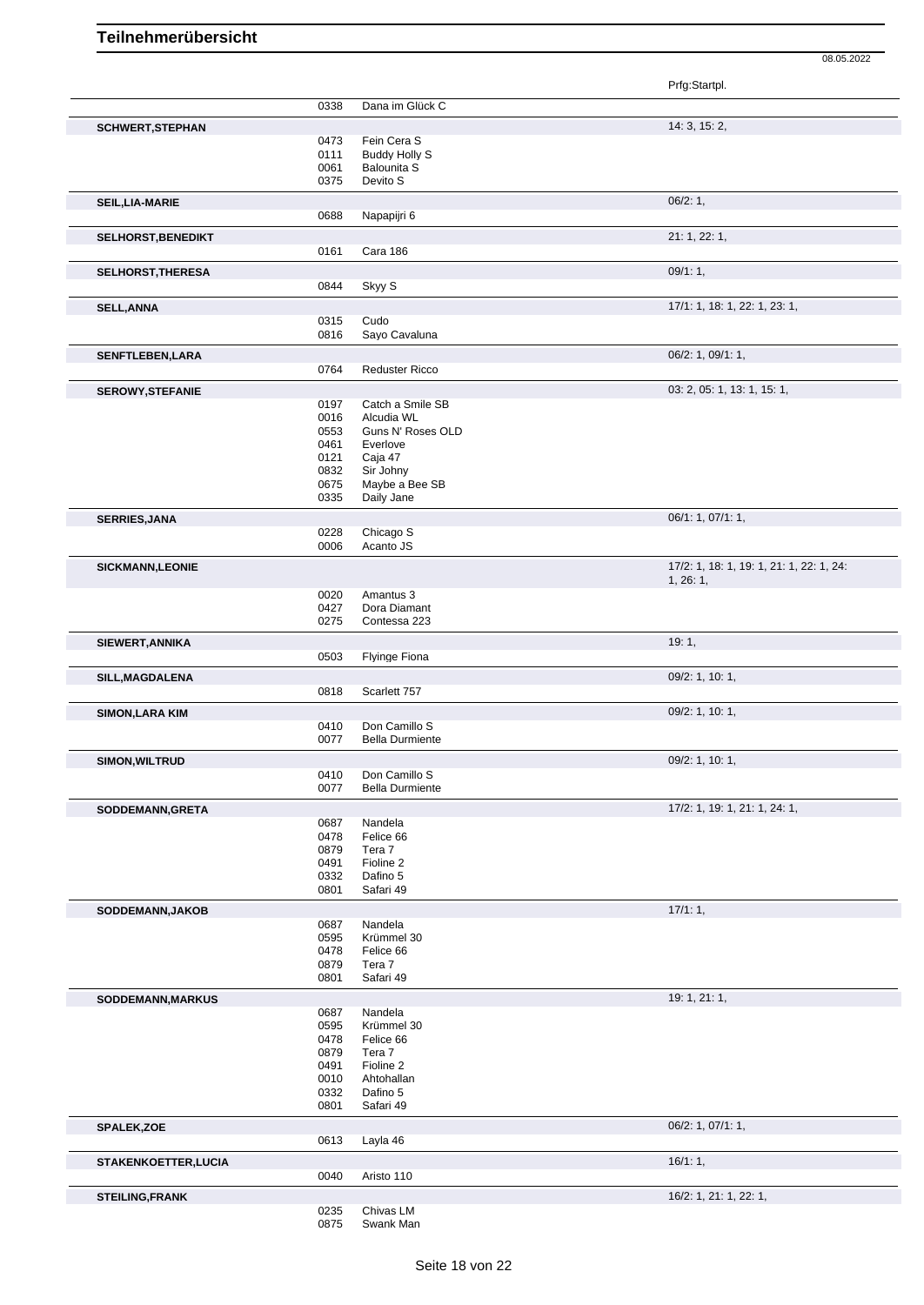# Teilnehmerübersicht

08.05.2022

| Name | Nr. | Pferd | Prfg:Startpl. |
|---|---|---|---|
| | 0338 | Dana im Glück C | |
| **SCHWERT,STEPHAN** | | | 14: 3, 15: 2, |
| | 0473 | Fein Cera S | |
| | 0111 | Buddy Holly S | |
| | 0061 | Balounita S | |
| | 0375 | Devito S | |
| **SEIL,LIA-MARIE** | | | 06/2: 1, |
| | 0688 | Napapijri 6 | |
| **SELHORST,BENEDIKT** | | | 21: 1, 22: 1, |
| | 0161 | Cara 186 | |
| **SELHORST,THERESA** | | | 09/1: 1, |
| | 0844 | Skyy S | |
| **SELL,ANNA** | | | 17/1: 1, 18: 1, 22: 1, 23: 1, |
| | 0315 | Cudo | |
| | 0816 | Sayo Cavaluna | |
| **SENFTLEBEN,LARA** | | | 06/2: 1, 09/1: 1, |
| | 0764 | Reduster Ricco | |
| **SEROWY,STEFANIE** | | | 03: 2, 05: 1, 13: 1, 15: 1, |
| | 0197 | Catch a Smile SB | |
| | 0016 | Alcudia WL | |
| | 0553 | Guns N' Roses OLD | |
| | 0461 | Everlove | |
| | 0121 | Caja 47 | |
| | 0832 | Sir Johny | |
| | 0675 | Maybe a Bee SB | |
| | 0335 | Daily Jane | |
| **SERRIES,JANA** | | | 06/1: 1, 07/1: 1, |
| | 0228 | Chicago S | |
| | 0006 | Acanto JS | |
| **SICKMANN,LEONIE** | | | 17/2: 1, 18: 1, 19: 1, 21: 1, 22: 1, 24: 1, 26: 1, |
| | 0020 | Amantus 3 | |
| | 0427 | Dora Diamant | |
| | 0275 | Contessa 223 | |
| **SIEWERT,ANNIKA** | | | 19: 1, |
| | 0503 | Flyinge Fiona | |
| **SILL,MAGDALENA** | | | 09/2: 1, 10: 1, |
| | 0818 | Scarlett 757 | |
| **SIMON,LARA KIM** | | | 09/2: 1, 10: 1, |
| | 0410 | Don Camillo S | |
| | 0077 | Bella Durmiente | |
| **SIMON,WILTRUD** | | | 09/2: 1, 10: 1, |
| | 0410 | Don Camillo S | |
| | 0077 | Bella Durmiente | |
| **SODDEMANN,GRETA** | | | 17/2: 1, 19: 1, 21: 1, 24: 1, |
| | 0687 | Nandela | |
| | 0478 | Felice 66 | |
| | 0879 | Tera 7 | |
| | 0491 | Fioline 2 | |
| | 0332 | Dafino 5 | |
| | 0801 | Safari 49 | |
| **SODDEMANN,JAKOB** | | | 17/1: 1, |
| | 0687 | Nandela | |
| | 0595 | Krümmel 30 | |
| | 0478 | Felice 66 | |
| | 0879 | Tera 7 | |
| | 0801 | Safari 49 | |
| **SODDEMANN,MARKUS** | | | 19: 1, 21: 1, |
| | 0687 | Nandela | |
| | 0595 | Krümmel 30 | |
| | 0478 | Felice 66 | |
| | 0879 | Tera 7 | |
| | 0491 | Fioline 2 | |
| | 0010 | Ahtohallan | |
| | 0332 | Dafino 5 | |
| | 0801 | Safari 49 | |
| **SPALEK,ZOE** | | | 06/2: 1, 07/1: 1, |
| | 0613 | Layla 46 | |
| **STAKENKOETTER,LUCIA** | | | 16/1: 1, |
| | 0040 | Aristo 110 | |
| **STEILING,FRANK** | | | 16/2: 1, 21: 1, 22: 1, |
| | 0235 | Chivas LM | |
| | 0875 | Swank Man | |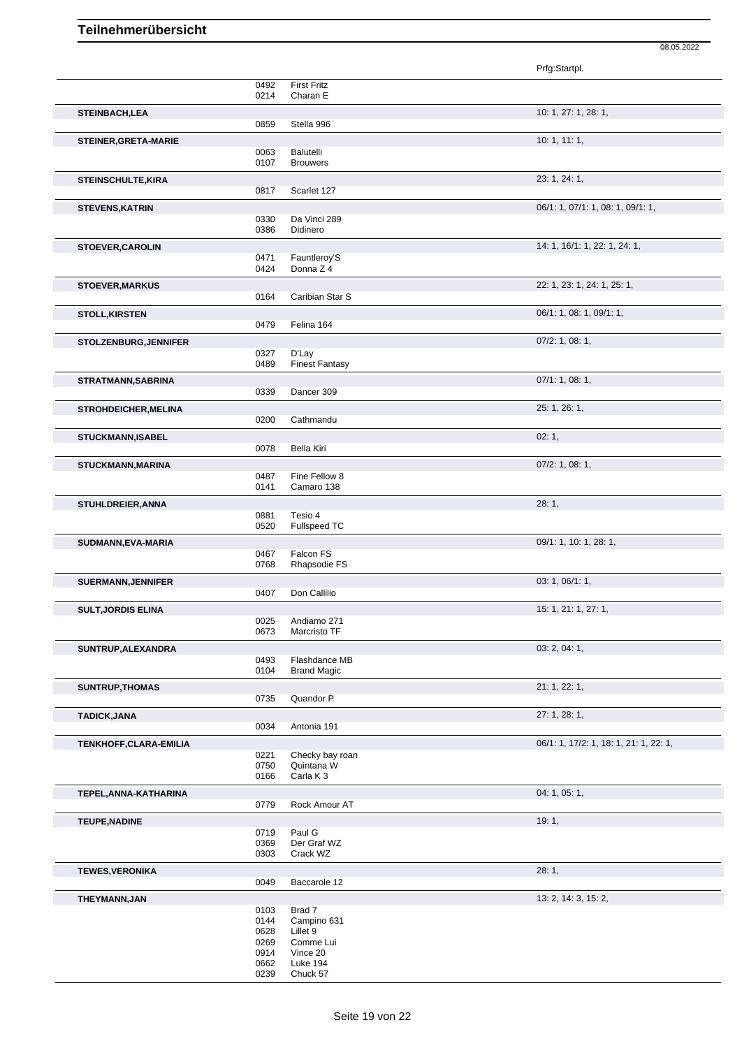# Teilnehmerübersicht

08.05.2022

| Name | Nr. | Pferd | Prfg:Startpl. |
|---|---|---|---|
| | 0492 | First Fritz | |
| | 0214 | Charan E | |
| **STEINBACH,LEA** | | | 10: 1, 27: 1, 28: 1, |
| | 0859 | Stella 996 | |
| **STEINER,GRETA-MARIE** | | | 10: 1, 11: 1, |
| | 0063 | Balutelli | |
| | 0107 | Brouwers | |
| **STEINSCHULTE,KIRA** | | | 23: 1, 24: 1, |
| | 0817 | Scarlet 127 | |
| **STEVENS,KATRIN** | | | 06/1: 1, 07/1: 1, 08: 1, 09/1: 1, |
| | 0330 | Da Vinci 289 | |
| | 0386 | Didinero | |
| **STOEVER,CAROLIN** | | | 14: 1, 16/1: 1, 22: 1, 24: 1, |
| | 0471 | Fauntleroy'S | |
| | 0424 | Donna Z 4 | |
| **STOEVER,MARKUS** | | | 22: 1, 23: 1, 24: 1, 25: 1, |
| | 0164 | Caribian Star S | |
| **STOLL,KIRSTEN** | | | 06/1: 1, 08: 1, 09/1: 1, |
| | 0479 | Felina 164 | |
| **STOLZENBURG,JENNIFER** | | | 07/2: 1, 08: 1, |
| | 0327 | D'Lay | |
| | 0489 | Finest Fantasy | |
| **STRATMANN,SABRINA** | | | 07/1: 1, 08: 1, |
| | 0339 | Dancer 309 | |
| **STROHDEICHER,MELINA** | | | 25: 1, 26: 1, |
| | 0200 | Cathmandu | |
| **STUCKMANN,ISABEL** | | | 02: 1, |
| | 0078 | Bella Kiri | |
| **STUCKMANN,MARINA** | | | 07/2: 1, 08: 1, |
| | 0487 | Fine Fellow 8 | |
| | 0141 | Camaro 138 | |
| **STUHLDREIER,ANNA** | | | 28: 1, |
| | 0881 | Tesio 4 | |
| | 0520 | Fullspeed TC | |
| **SUDMANN,EVA-MARIA** | | | 09/1: 1, 10: 1, 28: 1, |
| | 0467 | Falcon FS | |
| | 0768 | Rhapsodie FS | |
| **SUERMANN,JENNIFER** | | | 03: 1, 06/1: 1, |
| | 0407 | Don Callilio | |
| **SULT,JORDIS ELINA** | | | 15: 1, 21: 1, 27: 1, |
| | 0025 | Andiamo 271 | |
| | 0673 | Marcristo TF | |
| **SUNTRUP,ALEXANDRA** | | | 03: 2, 04: 1, |
| | 0493 | Flashdance MB | |
| | 0104 | Brand Magic | |
| **SUNTRUP,THOMAS** | | | 21: 1, 22: 1, |
| | 0735 | Quandor P | |
| **TADICK,JANA** | | | 27: 1, 28: 1, |
| | 0034 | Antonia 191 | |
| **TENKHOFF,CLARA-EMILIA** | | | 06/1: 1, 17/2: 1, 18: 1, 21: 1, 22: 1, |
| | 0221 | Checky bay roan | |
| | 0750 | Quintana W | |
| | 0166 | Carla K 3 | |
| **TEPEL,ANNA-KATHARINA** | | | 04: 1, 05: 1, |
| | 0779 | Rock Amour AT | |
| **TEUPE,NADINE** | | | 19: 1, |
| | 0719 | Paul G | |
| | 0369 | Der Graf WZ | |
| | 0303 | Crack WZ | |
| **TEWES,VERONIKA** | | | 28: 1, |
| | 0049 | Baccarole 12 | |
| **THEYMANN,JAN** | | | 13: 2, 14: 3, 15: 2, |
| | 0103 | Brad 7 | |
| | 0144 | Campino 631 | |
| | 0628 | Lillet 9 | |
| | 0269 | Comme Lui | |
| | 0914 | Vince 20 | |
| | 0662 | Luke 194 | |
| | 0239 | Chuck 57 | |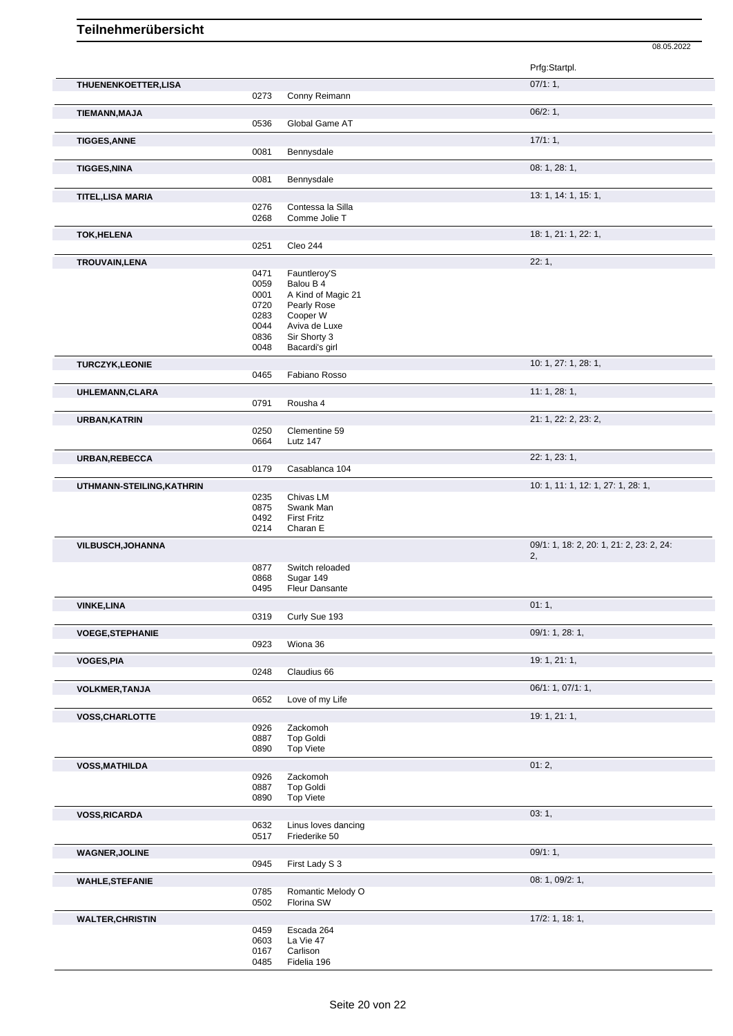# Teilnehmerübersicht

08.05.2022

| Name | Nr. | Pferd | Prfg:Startpl. |
|---|---|---|---|
| **THUENENKOETTER,LISA** | | | 07/1: 1, |
| | 0273 | Conny Reimann | |
| **TIEMANN,MAJA** | | | 06/2: 1, |
| | 0536 | Global Game AT | |
| **TIGGES,ANNE** | | | 17/1: 1, |
| | 0081 | Bennysdale | |
| **TIGGES,NINA** | | | 08: 1, 28: 1, |
| | 0081 | Bennysdale | |
| **TITEL,LISA MARIA** | | | 13: 1, 14: 1, 15: 1, |
| | 0276 | Contessa la Silla | |
| | 0268 | Comme Jolie T | |
| **TOK,HELENA** | | | 18: 1, 21: 1, 22: 1, |
| | 0251 | Cleo 244 | |
| **TROUVAIN,LENA** | | | 22: 1, |
| | 0471 | Fauntleroy'S | |
| | 0059 | Balou B 4 | |
| | 0001 | A Kind of Magic 21 | |
| | 0720 | Pearly Rose | |
| | 0283 | Cooper W | |
| | 0044 | Aviva de Luxe | |
| | 0836 | Sir Shorty 3 | |
| | 0048 | Bacardi's girl | |
| **TURCZYK,LEONIE** | | | 10: 1, 27: 1, 28: 1, |
| | 0465 | Fabiano Rosso | |
| **UHLEMANN,CLARA** | | | 11: 1, 28: 1, |
| | 0791 | Rousha 4 | |
| **URBAN,KATRIN** | | | 21: 1, 22: 2, 23: 2, |
| | 0250 | Clementine 59 | |
| | 0664 | Lutz 147 | |
| **URBAN,REBECCA** | | | 22: 1, 23: 1, |
| | 0179 | Casablanca 104 | |
| **UTHMANN-STEILING,KATHRIN** | | | 10: 1, 11: 1, 12: 1, 27: 1, 28: 1, |
| | 0235 | Chivas LM | |
| | 0875 | Swank Man | |
| | 0492 | First Fritz | |
| | 0214 | Charan E | |
| **VILBUSCH,JOHANNA** | | | 09/1: 1, 18: 2, 20: 1, 21: 2, 23: 2, 24: 2, |
| | 0877 | Switch reloaded | |
| | 0868 | Sugar 149 | |
| | 0495 | Fleur Dansante | |
| **VINKE,LINA** | | | 01: 1, |
| | 0319 | Curly Sue 193 | |
| **VOEGE,STEPHANIE** | | | 09/1: 1, 28: 1, |
| | 0923 | Wiona 36 | |
| **VOGES,PIA** | | | 19: 1, 21: 1, |
| | 0248 | Claudius 66 | |
| **VOLKMER,TANJA** | | | 06/1: 1, 07/1: 1, |
| | 0652 | Love of my Life | |
| **VOSS,CHARLOTTE** | | | 19: 1, 21: 1, |
| | 0926 | Zackomoh | |
| | 0887 | Top Goldi | |
| | 0890 | Top Viete | |
| **VOSS,MATHILDA** | | | 01: 2, |
| | 0926 | Zackomoh | |
| | 0887 | Top Goldi | |
| | 0890 | Top Viete | |
| **VOSS,RICARDA** | | | 03: 1, |
| | 0632 | Linus loves dancing | |
| | 0517 | Friederike 50 | |
| **WAGNER,JOLINE** | | | 09/1: 1, |
| | 0945 | First Lady S 3 | |
| **WAHLE,STEFANIE** | | | 08: 1, 09/2: 1, |
| | 0785 | Romantic Melody O | |
| | 0502 | Florina SW | |
| **WALTER,CHRISTIN** | | | 17/2: 1, 18: 1, |
| | 0459 | Escada 264 | |
| | 0603 | La Vie 47 | |
| | 0167 | Carlison | |
| | 0485 | Fidelia 196 | |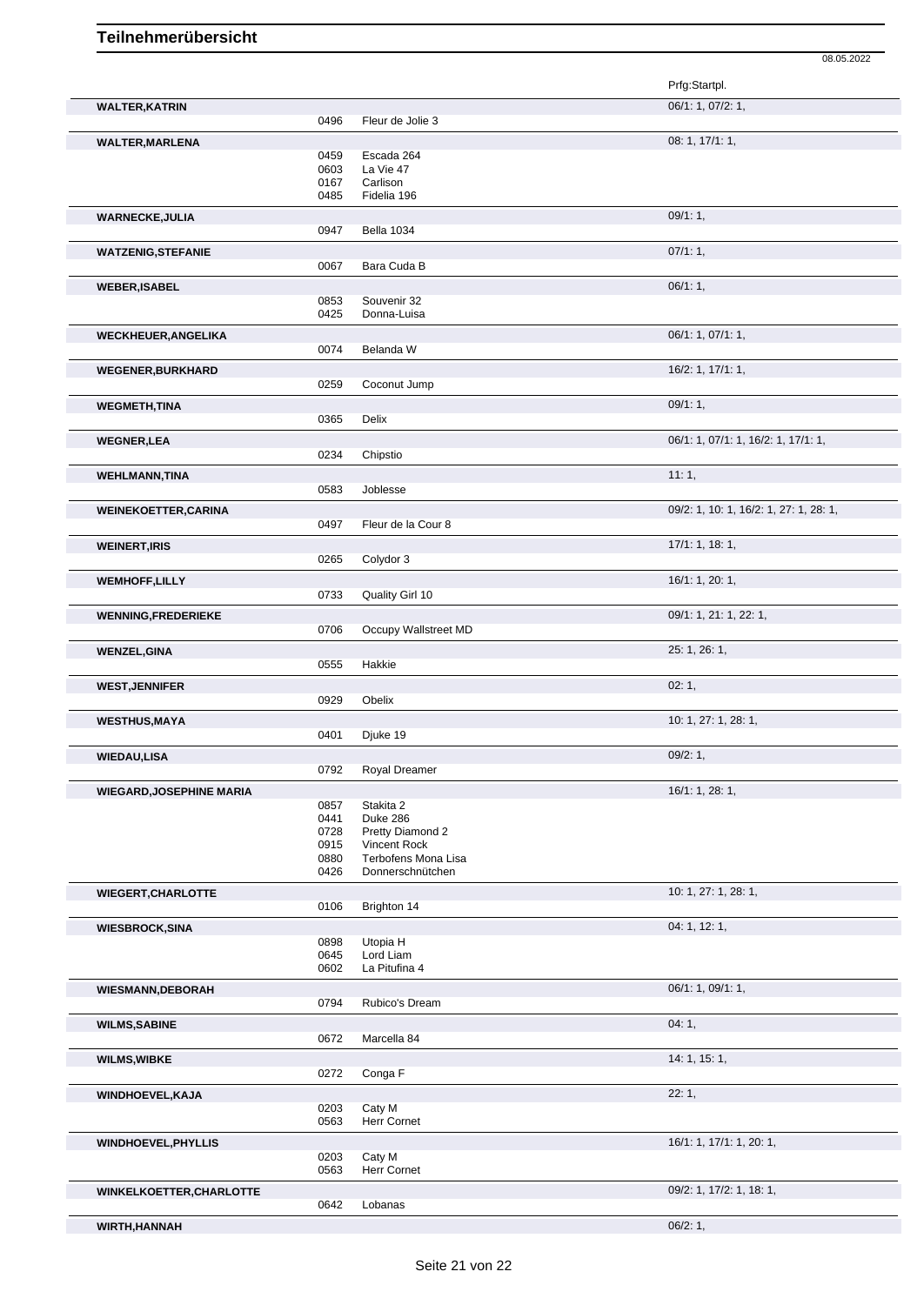# Teilnehmerübersicht

08.05.2022

| Teilnehmer | Nr. | Pferd | Prfg:Startpl. |
|---|---|---|---|
| **WALTER,KATRIN** | | | 06/1: 1, 07/2: 1, |
| | 0496 | Fleur de Jolie 3 | |
| **WALTER,MARLENA** | | | 08: 1, 17/1: 1, |
| | 0459 | Escada 264 | |
| | 0603 | La Vie 47 | |
| | 0167 | Carlison | |
| | 0485 | Fidelia 196 | |
| **WARNECKE,JULIA** | | | 09/1: 1, |
| | 0947 | Bella 1034 | |
| **WATZENIG,STEFANIE** | | | 07/1: 1, |
| | 0067 | Bara Cuda B | |
| **WEBER,ISABEL** | | | 06/1: 1, |
| | 0853 | Souvenir 32 | |
| | 0425 | Donna-Luisa | |
| **WECKHEUER,ANGELIKA** | | | 06/1: 1, 07/1: 1, |
| | 0074 | Belanda W | |
| **WEGENER,BURKHARD** | | | 16/2: 1, 17/1: 1, |
| | 0259 | Coconut Jump | |
| **WEGMETH,TINA** | | | 09/1: 1, |
| | 0365 | Delix | |
| **WEGNER,LEA** | | | 06/1: 1, 07/1: 1, 16/2: 1, 17/1: 1, |
| | 0234 | Chipstio | |
| **WEHLMANN,TINA** | | | 11: 1, |
| | 0583 | Joblesse | |
| **WEINEKOETTER,CARINA** | | | 09/2: 1, 10: 1, 16/2: 1, 27: 1, 28: 1, |
| | 0497 | Fleur de la Cour 8 | |
| **WEINERT,IRIS** | | | 17/1: 1, 18: 1, |
| | 0265 | Colydor 3 | |
| **WEMHOFF,LILLY** | | | 16/1: 1, 20: 1, |
| | 0733 | Quality Girl 10 | |
| **WENNING,FREDERIEKE** | | | 09/1: 1, 21: 1, 22: 1, |
| | 0706 | Occupy Wallstreet MD | |
| **WENZEL,GINA** | | | 25: 1, 26: 1, |
| | 0555 | Hakkie | |
| **WEST,JENNIFER** | | | 02: 1, |
| | 0929 | Obelix | |
| **WESTHUS,MAYA** | | | 10: 1, 27: 1, 28: 1, |
| | 0401 | Djuke 19 | |
| **WIEDAU,LISA** | | | 09/2: 1, |
| | 0792 | Royal Dreamer | |
| **WIEGARD,JOSEPHINE MARIA** | | | 16/1: 1, 28: 1, |
| | 0857 | Stakita 2 | |
| | 0441 | Duke 286 | |
| | 0728 | Pretty Diamond 2 | |
| | 0915 | Vincent Rock | |
| | 0880 | Terbofens Mona Lisa | |
| | 0426 | Donnerschnütchen | |
| **WIEGERT,CHARLOTTE** | | | 10: 1, 27: 1, 28: 1, |
| | 0106 | Brighton 14 | |
| **WIESBROCK,SINA** | | | 04: 1, 12: 1, |
| | 0898 | Utopia H | |
| | 0645 | Lord Liam | |
| | 0602 | La Pitufina 4 | |
| **WIESMANN,DEBORAH** | | | 06/1: 1, 09/1: 1, |
| | 0794 | Rubico's Dream | |
| **WILMS,SABINE** | | | 04: 1, |
| | 0672 | Marcella 84 | |
| **WILMS,WIBKE** | | | 14: 1, 15: 1, |
| | 0272 | Conga F | |
| **WINDHOEVEL,KAJA** | | | 22: 1, |
| | 0203 | Caty M | |
| | 0563 | Herr Cornet | |
| **WINDHOEVEL,PHYLLIS** | | | 16/1: 1, 17/1: 1, 20: 1, |
| | 0203 | Caty M | |
| | 0563 | Herr Cornet | |
| **WINKELKOETTER,CHARLOTTE** | | | 09/2: 1, 17/2: 1, 18: 1, |
| | 0642 | Lobanas | |
| **WIRTH,HANNAH** | | | 06/2: 1, |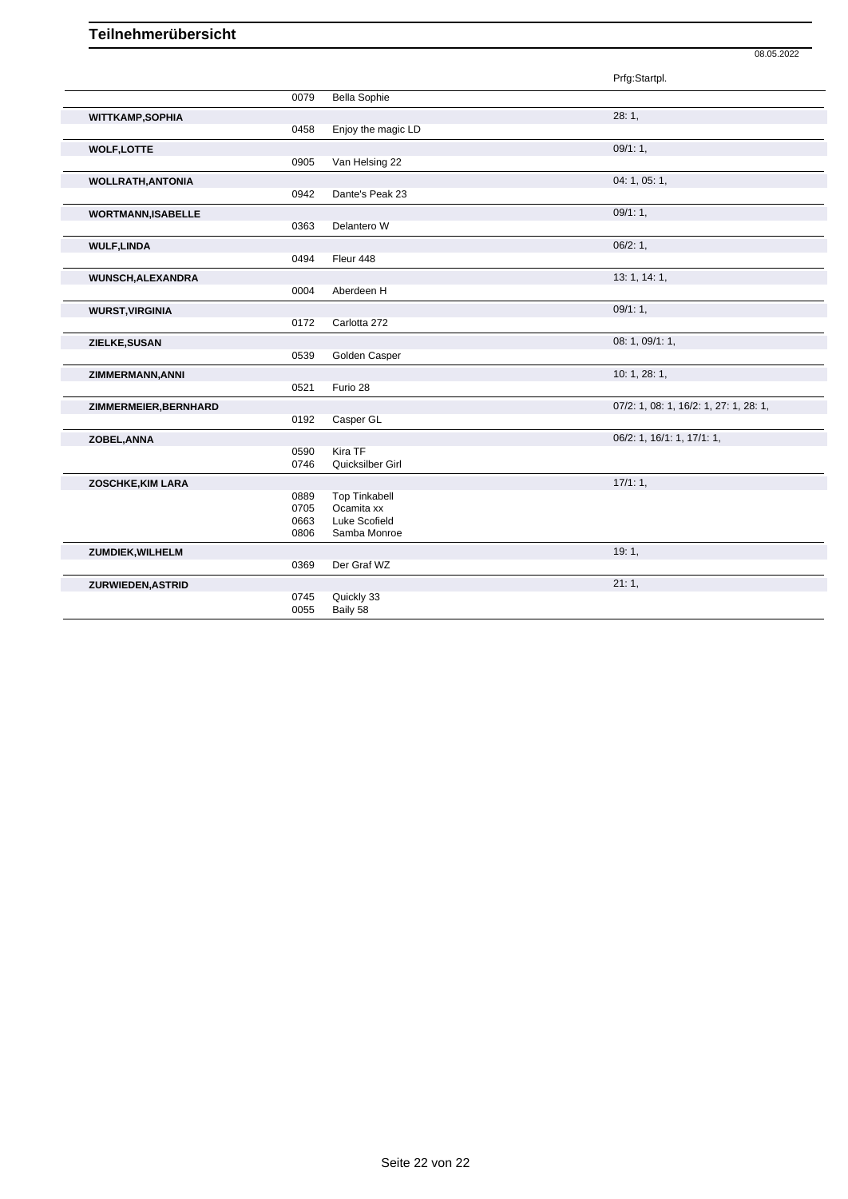# Teilnehmerübersicht

08.05.2022

| | | | Prfg:Startpl. |
|---|---|---|---|
| | 0079 | Bella Sophie | |
| **WITTKAMP,SOPHIA** | | | 28: 1, |
| | 0458 | Enjoy the magic LD | |
| **WOLF,LOTTE** | | | 09/1: 1, |
| | 0905 | Van Helsing 22 | |
| **WOLLRATH,ANTONIA** | | | 04: 1, 05: 1, |
| | 0942 | Dante's Peak 23 | |
| **WORTMANN,ISABELLE** | | | 09/1: 1, |
| | 0363 | Delantero W | |
| **WULF,LINDA** | | | 06/2: 1, |
| | 0494 | Fleur 448 | |
| **WUNSCH,ALEXANDRA** | | | 13: 1, 14: 1, |
| | 0004 | Aberdeen H | |
| **WURST,VIRGINIA** | | | 09/1: 1, |
| | 0172 | Carlotta 272 | |
| **ZIELKE,SUSAN** | | | 08: 1, 09/1: 1, |
| | 0539 | Golden Casper | |
| **ZIMMERMANN,ANNI** | | | 10: 1, 28: 1, |
| | 0521 | Furio 28 | |
| **ZIMMERMEIER,BERNHARD** | | | 07/2: 1, 08: 1, 16/2: 1, 27: 1, 28: 1, |
| | 0192 | Casper GL | |
| **ZOBEL,ANNA** | | | 06/2: 1, 16/1: 1, 17/1: 1, |
| | 0590 | Kira TF | |
| | 0746 | Quicksilber Girl | |
| **ZOSCHKE,KIM LARA** | | | 17/1: 1, |
| | 0889 | Top Tinkabell | |
| | 0705 | Ocamita xx | |
| | 0663 | Luke Scofield | |
| | 0806 | Samba Monroe | |
| **ZUMDIEK,WILHELM** | | | 19: 1, |
| | 0369 | Der Graf WZ | |
| **ZURWIEDEN,ASTRID** | | | 21: 1, |
| | 0745 | Quickly 33 | |
| | 0055 | Baily 58 | |